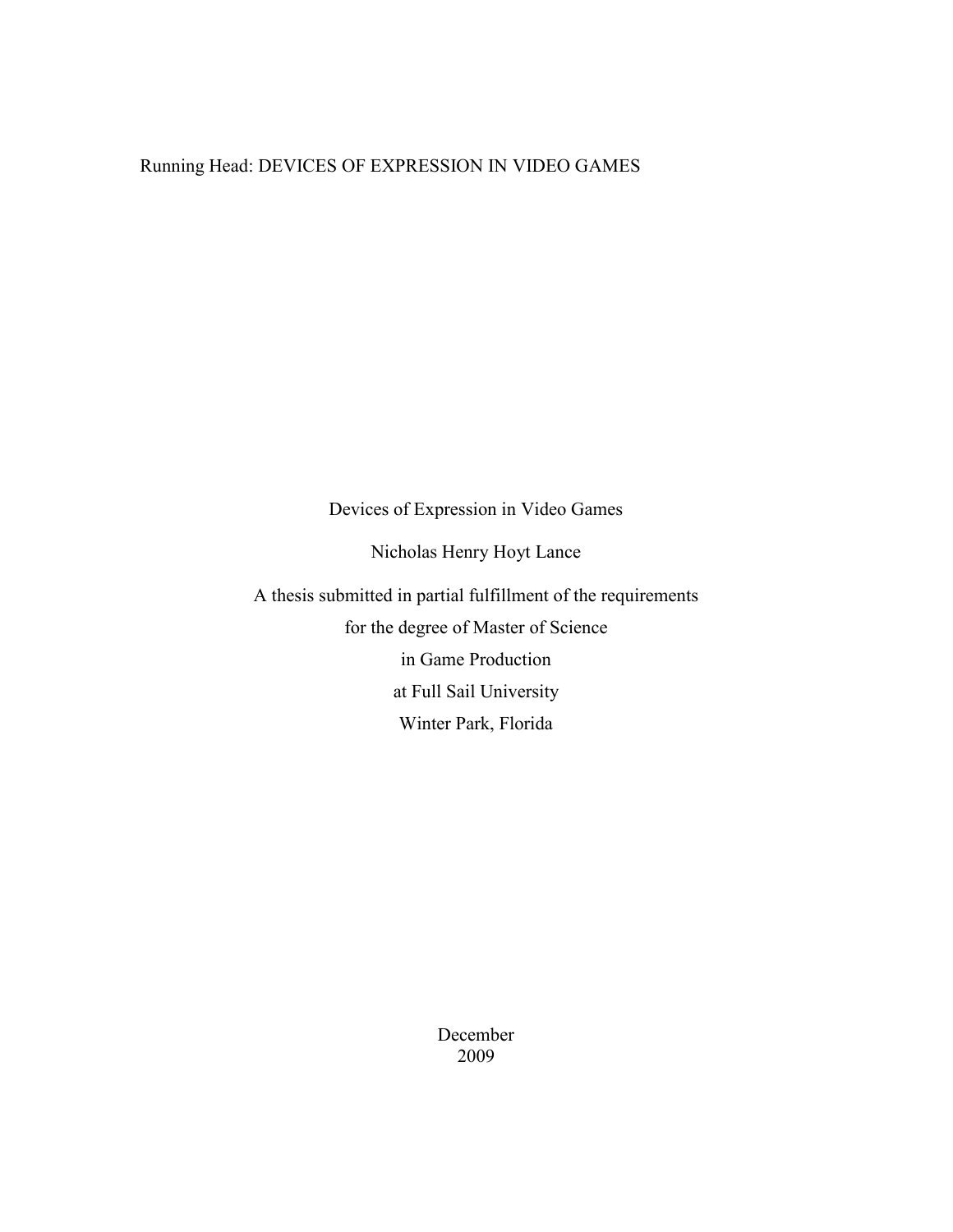Running Head: DEVICES OF EXPRESSION IN VIDEO GAMES

# Devices of Expression in Video Games

Nicholas Henry Hoyt Lance

A thesis submitted in partial fulfillment of the requirements
for the degree of Master of Science
in Game Production
at Full Sail University
Winter Park, Florida

December
2009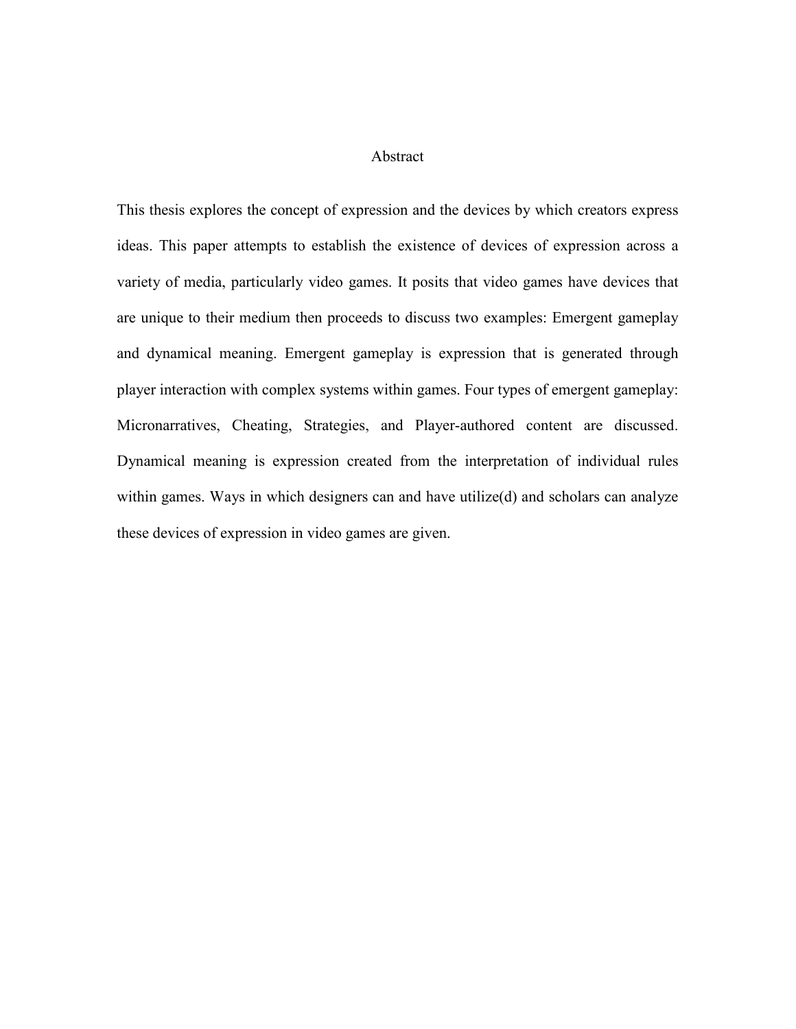# Abstract

This thesis explores the concept of expression and the devices by which creators express ideas. This paper attempts to establish the existence of devices of expression across a variety of media, particularly video games. It posits that video games have devices that are unique to their medium then proceeds to discuss two examples: Emergent gameplay and dynamical meaning. Emergent gameplay is expression that is generated through player interaction with complex systems within games. Four types of emergent gameplay: Micronarratives, Cheating, Strategies, and Player-authored content are discussed. Dynamical meaning is expression created from the interpretation of individual rules within games. Ways in which designers can and have utilize(d) and scholars can analyze these devices of expression in video games are given.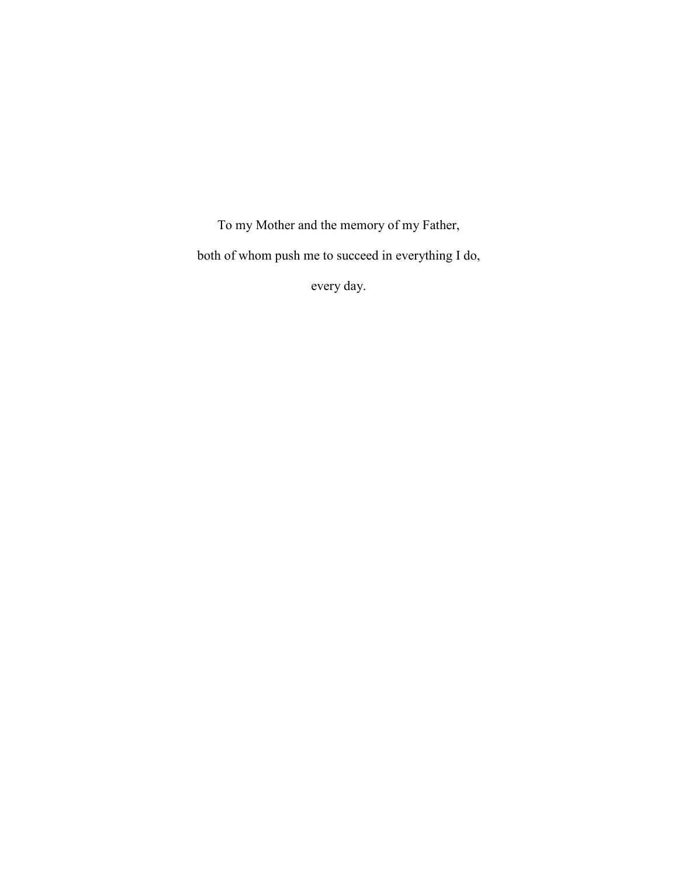To my Mother and the memory of my Father,

both of whom push me to succeed in everything I do,

every day.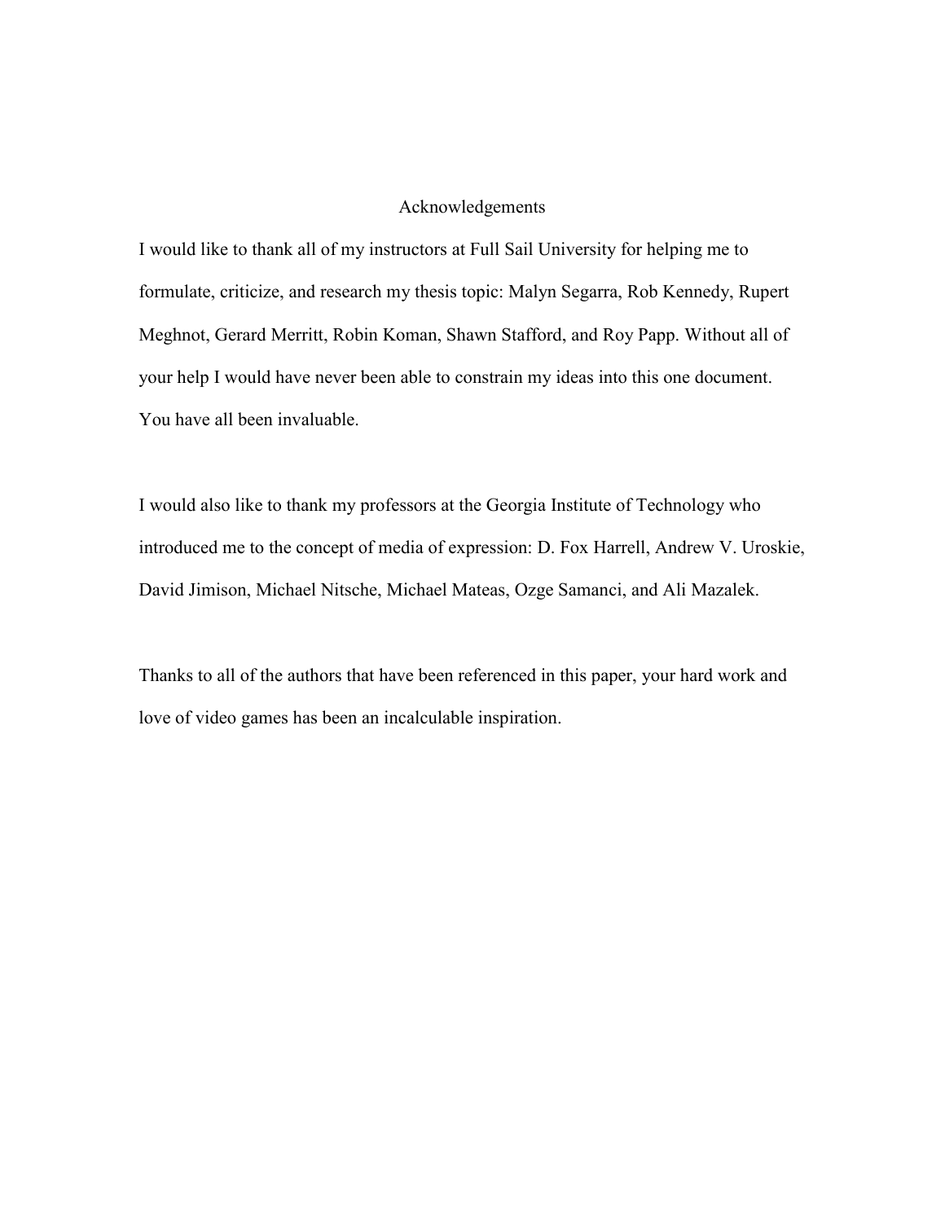# Acknowledgements

I would like to thank all of my instructors at Full Sail University for helping me to formulate, criticize, and research my thesis topic: Malyn Segarra, Rob Kennedy, Rupert Meghnot, Gerard Merritt, Robin Koman, Shawn Stafford, and Roy Papp. Without all of your help I would have never been able to constrain my ideas into this one document. You have all been invaluable.

I would also like to thank my professors at the Georgia Institute of Technology who introduced me to the concept of media of expression: D. Fox Harrell, Andrew V. Uroskie, David Jimison, Michael Nitsche, Michael Mateas, Ozge Samanci, and Ali Mazalek.

Thanks to all of the authors that have been referenced in this paper, your hard work and love of video games has been an incalculable inspiration.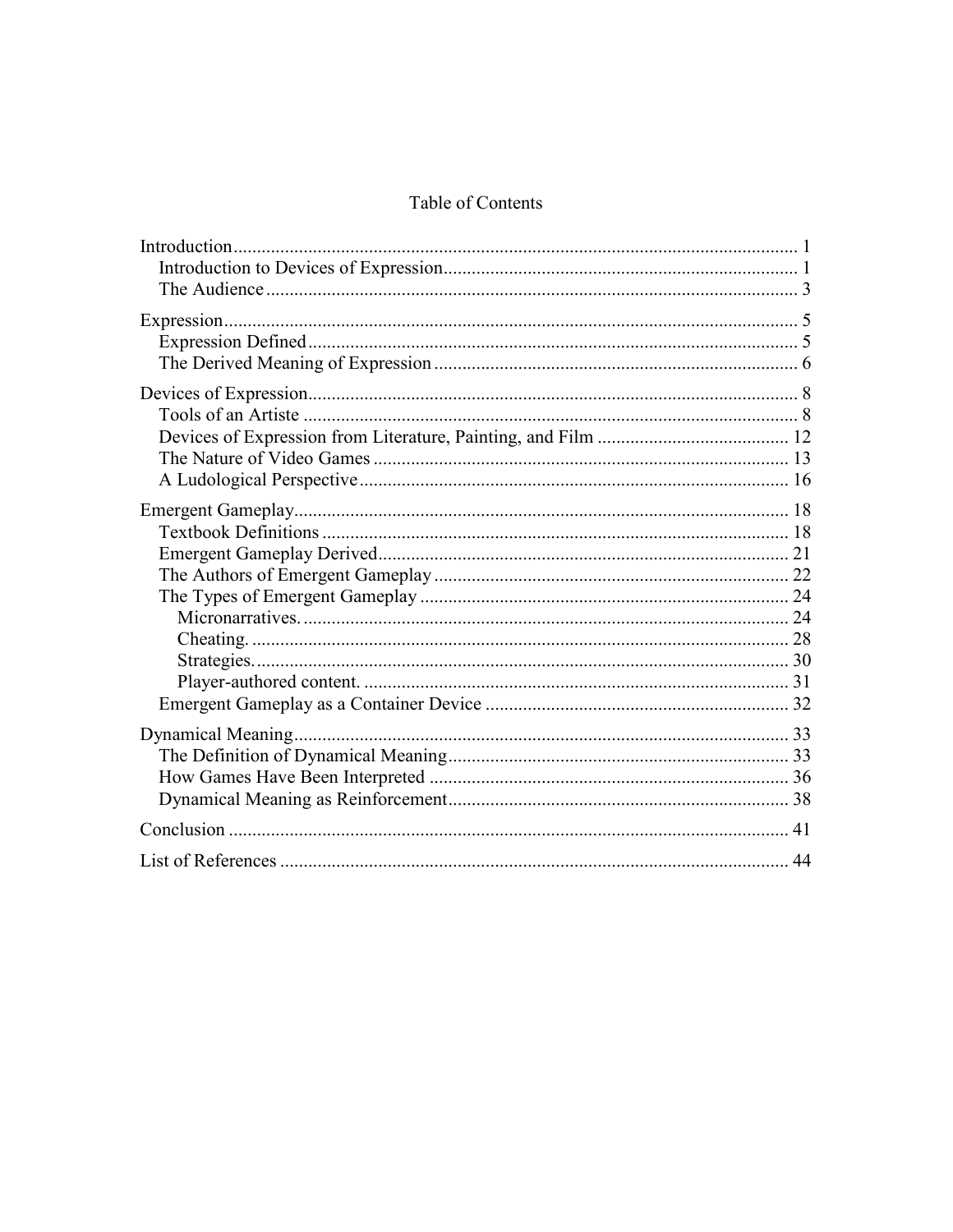# Table of Contents

Introduction ........................................................................................................................ 1
- Introduction to Devices of Expression ........................................................................... 1
- The Audience ................................................................................................................. 3

Expression .......................................................................................................................... 5
- Expression Defined ........................................................................................................ 5
- The Derived Meaning of Expression ............................................................................. 6

Devices of Expression ........................................................................................................ 8
- Tools of an Artiste ......................................................................................................... 8
- Devices of Expression from Literature, Painting, and Film .......................................... 12
- The Nature of Video Games ......................................................................................... 13
- A Ludological Perspective ........................................................................................... 16

Emergent Gameplay .......................................................................................................... 18
- Textbook Definitions .................................................................................................... 18
- Emergent Gameplay Derived ....................................................................................... 21
- The Authors of Emergent Gameplay ............................................................................ 22
- The Types of Emergent Gameplay ............................................................................... 24
  - Micronarratives. ....................................................................................................... 24
  - Cheating. .................................................................................................................. 28
  - Strategies. ................................................................................................................. 30
  - Player-authored content. .......................................................................................... 31
- Emergent Gameplay as a Container Device ................................................................. 32

Dynamical Meaning .......................................................................................................... 33
- The Definition of Dynamical Meaning ......................................................................... 33
- How Games Have Been Interpreted ............................................................................. 36
- Dynamical Meaning as Reinforcement ......................................................................... 38

Conclusion ........................................................................................................................ 41

List of References ............................................................................................................. 44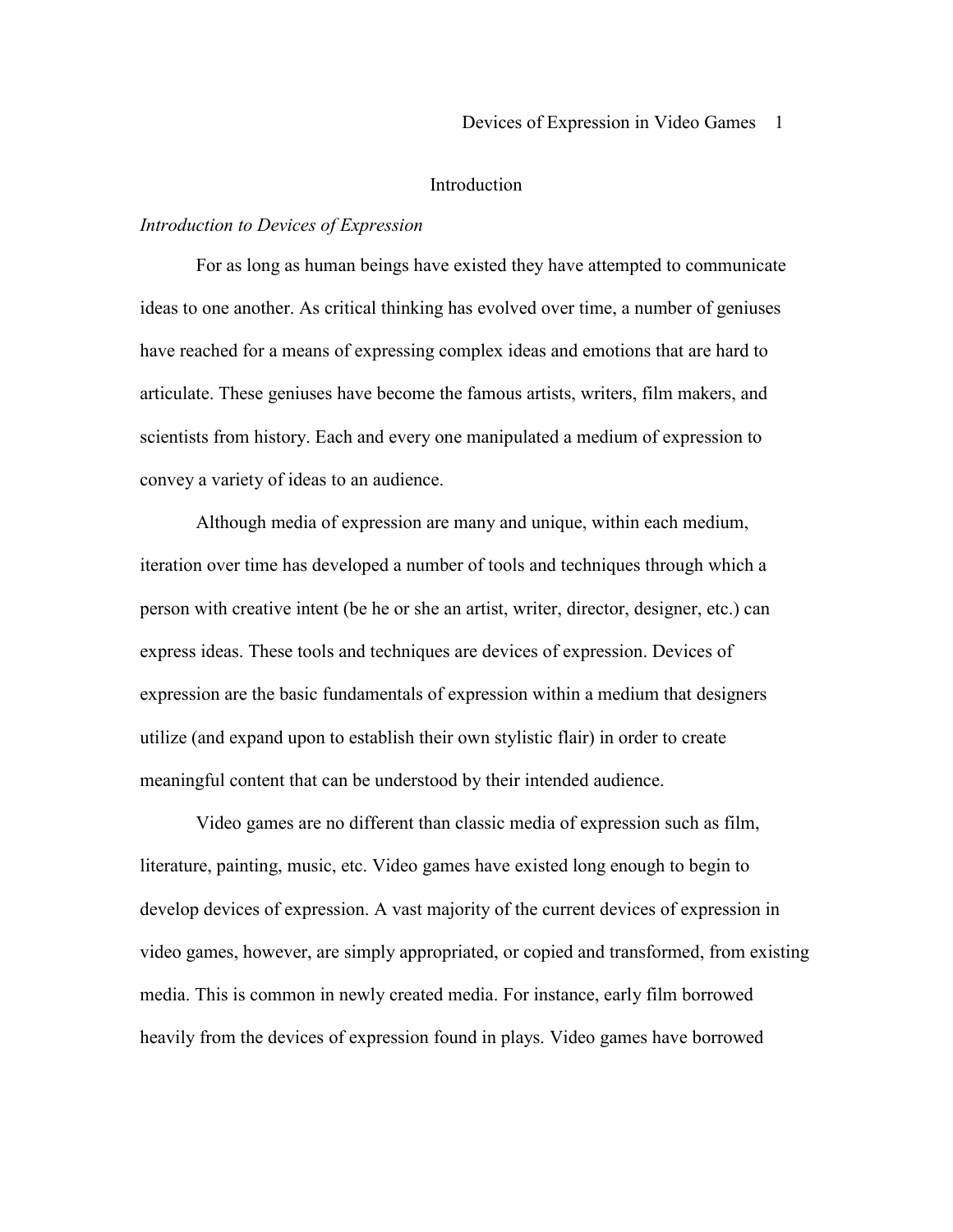# Introduction

*Introduction to Devices of Expression*

For as long as human beings have existed they have attempted to communicate ideas to one another. As critical thinking has evolved over time, a number of geniuses have reached for a means of expressing complex ideas and emotions that are hard to articulate. These geniuses have become the famous artists, writers, film makers, and scientists from history. Each and every one manipulated a medium of expression to convey a variety of ideas to an audience.

Although media of expression are many and unique, within each medium, iteration over time has developed a number of tools and techniques through which a person with creative intent (be he or she an artist, writer, director, designer, etc.) can express ideas. These tools and techniques are devices of expression. Devices of expression are the basic fundamentals of expression within a medium that designers utilize (and expand upon to establish their own stylistic flair) in order to create meaningful content that can be understood by their intended audience.

Video games are no different than classic media of expression such as film, literature, painting, music, etc. Video games have existed long enough to begin to develop devices of expression. A vast majority of the current devices of expression in video games, however, are simply appropriated, or copied and transformed, from existing media. This is common in newly created media. For instance, early film borrowed heavily from the devices of expression found in plays. Video games have borrowed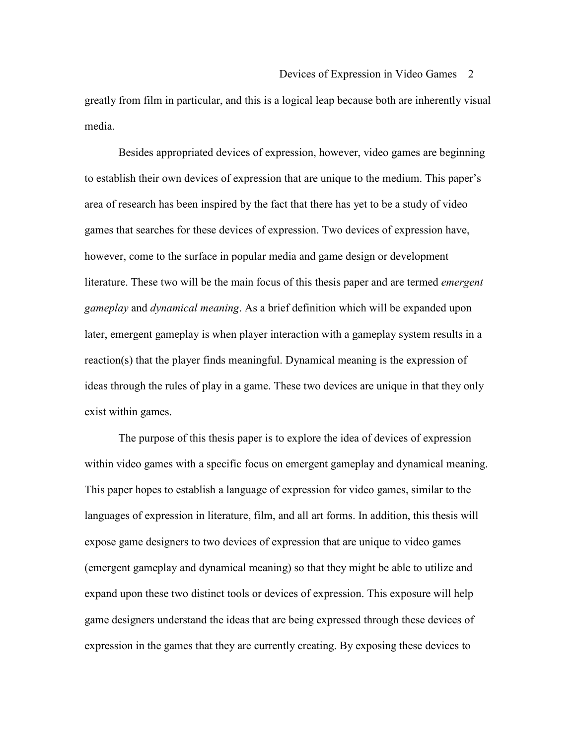greatly from film in particular, and this is a logical leap because both are inherently visual media.

Besides appropriated devices of expression, however, video games are beginning to establish their own devices of expression that are unique to the medium. This paper's area of research has been inspired by the fact that there has yet to be a study of video games that searches for these devices of expression. Two devices of expression have, however, come to the surface in popular media and game design or development literature. These two will be the main focus of this thesis paper and are termed *emergent gameplay* and *dynamical meaning*. As a brief definition which will be expanded upon later, emergent gameplay is when player interaction with a gameplay system results in a reaction(s) that the player finds meaningful. Dynamical meaning is the expression of ideas through the rules of play in a game. These two devices are unique in that they only exist within games.

The purpose of this thesis paper is to explore the idea of devices of expression within video games with a specific focus on emergent gameplay and dynamical meaning. This paper hopes to establish a language of expression for video games, similar to the languages of expression in literature, film, and all art forms. In addition, this thesis will expose game designers to two devices of expression that are unique to video games (emergent gameplay and dynamical meaning) so that they might be able to utilize and expand upon these two distinct tools or devices of expression. This exposure will help game designers understand the ideas that are being expressed through these devices of expression in the games that they are currently creating. By exposing these devices to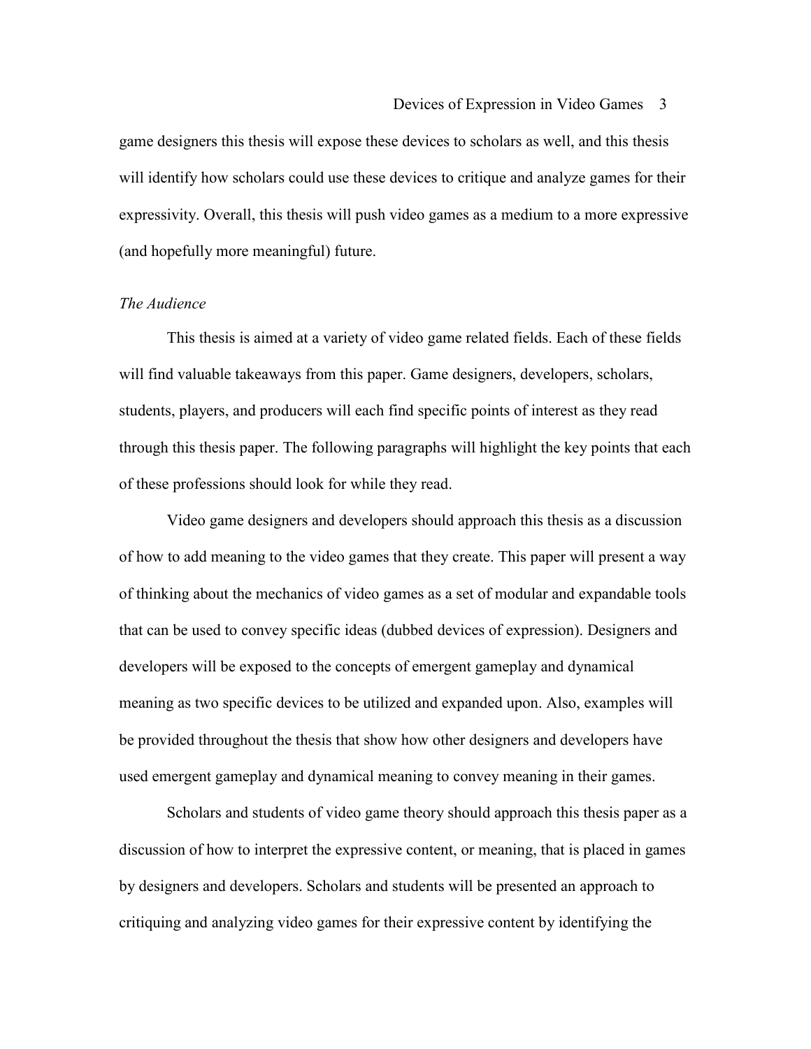game designers this thesis will expose these devices to scholars as well, and this thesis will identify how scholars could use these devices to critique and analyze games for their expressivity. Overall, this thesis will push video games as a medium to a more expressive (and hopefully more meaningful) future.

### *The Audience*

This thesis is aimed at a variety of video game related fields. Each of these fields will find valuable takeaways from this paper. Game designers, developers, scholars, students, players, and producers will each find specific points of interest as they read through this thesis paper. The following paragraphs will highlight the key points that each of these professions should look for while they read.

Video game designers and developers should approach this thesis as a discussion of how to add meaning to the video games that they create. This paper will present a way of thinking about the mechanics of video games as a set of modular and expandable tools that can be used to convey specific ideas (dubbed devices of expression). Designers and developers will be exposed to the concepts of emergent gameplay and dynamical meaning as two specific devices to be utilized and expanded upon. Also, examples will be provided throughout the thesis that show how other designers and developers have used emergent gameplay and dynamical meaning to convey meaning in their games.

Scholars and students of video game theory should approach this thesis paper as a discussion of how to interpret the expressive content, or meaning, that is placed in games by designers and developers. Scholars and students will be presented an approach to critiquing and analyzing video games for their expressive content by identifying the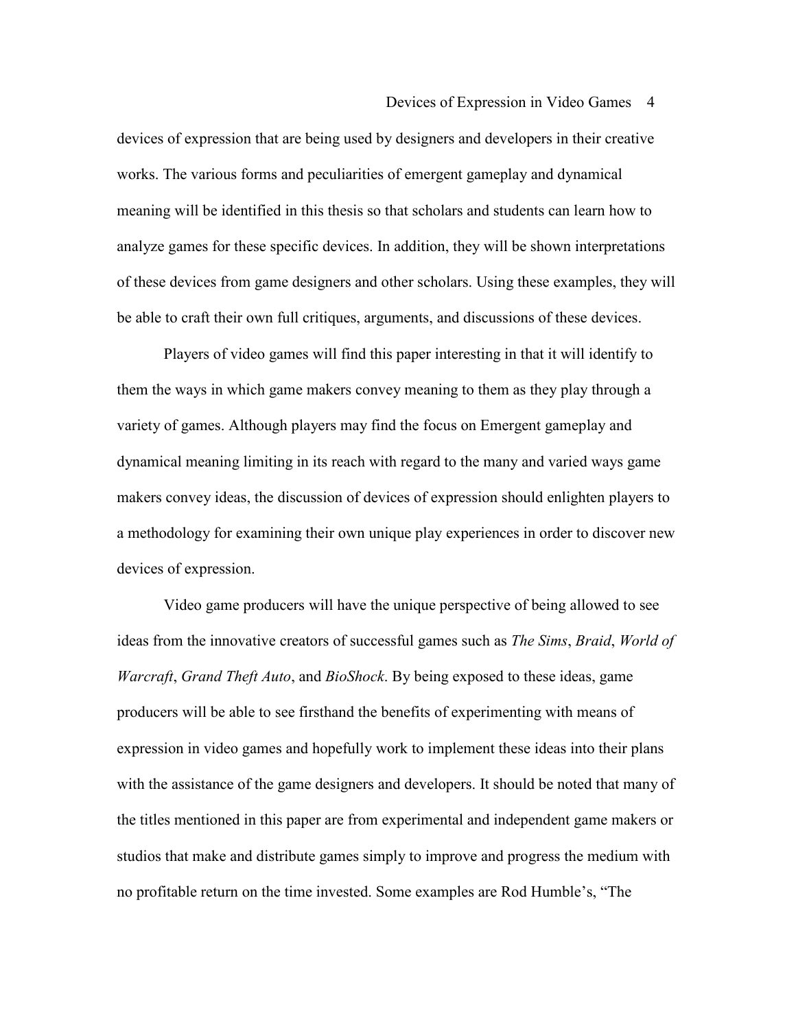devices of expression that are being used by designers and developers in their creative works. The various forms and peculiarities of emergent gameplay and dynamical meaning will be identified in this thesis so that scholars and students can learn how to analyze games for these specific devices. In addition, they will be shown interpretations of these devices from game designers and other scholars. Using these examples, they will be able to craft their own full critiques, arguments, and discussions of these devices.

Players of video games will find this paper interesting in that it will identify to them the ways in which game makers convey meaning to them as they play through a variety of games. Although players may find the focus on Emergent gameplay and dynamical meaning limiting in its reach with regard to the many and varied ways game makers convey ideas, the discussion of devices of expression should enlighten players to a methodology for examining their own unique play experiences in order to discover new devices of expression.

Video game producers will have the unique perspective of being allowed to see ideas from the innovative creators of successful games such as *The Sims*, *Braid*, *World of Warcraft*, *Grand Theft Auto*, and *BioShock*. By being exposed to these ideas, game producers will be able to see firsthand the benefits of experimenting with means of expression in video games and hopefully work to implement these ideas into their plans with the assistance of the game designers and developers. It should be noted that many of the titles mentioned in this paper are from experimental and independent game makers or studios that make and distribute games simply to improve and progress the medium with no profitable return on the time invested. Some examples are Rod Humble's, "The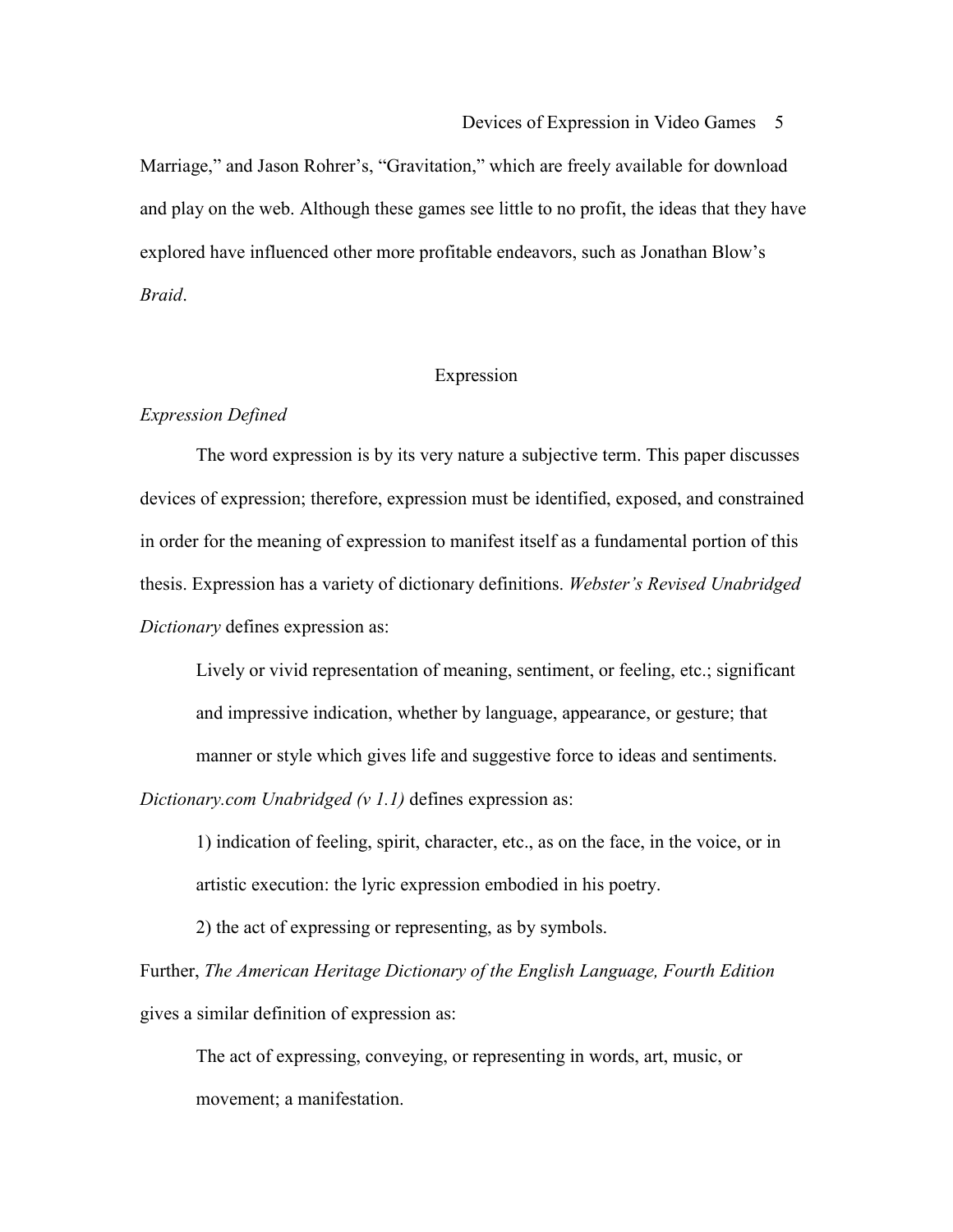Marriage," and Jason Rohrer's, "Gravitation," which are freely available for download and play on the web. Although these games see little to no profit, the ideas that they have explored have influenced other more profitable endeavors, such as Jonathan Blow's *Braid*.

## Expression

### *Expression Defined*

The word expression is by its very nature a subjective term. This paper discusses devices of expression; therefore, expression must be identified, exposed, and constrained in order for the meaning of expression to manifest itself as a fundamental portion of this thesis. Expression has a variety of dictionary definitions. *Webster's Revised Unabridged Dictionary* defines expression as:

> Lively or vivid representation of meaning, sentiment, or feeling, etc.; significant and impressive indication, whether by language, appearance, or gesture; that manner or style which gives life and suggestive force to ideas and sentiments.

*Dictionary.com Unabridged (v 1.1)* defines expression as:

> 1) indication of feeling, spirit, character, etc., as on the face, in the voice, or in artistic execution: the lyric expression embodied in his poetry.
>
> 2) the act of expressing or representing, as by symbols.

Further, *The American Heritage Dictionary of the English Language, Fourth Edition* gives a similar definition of expression as:

> The act of expressing, conveying, or representing in words, art, music, or movement; a manifestation.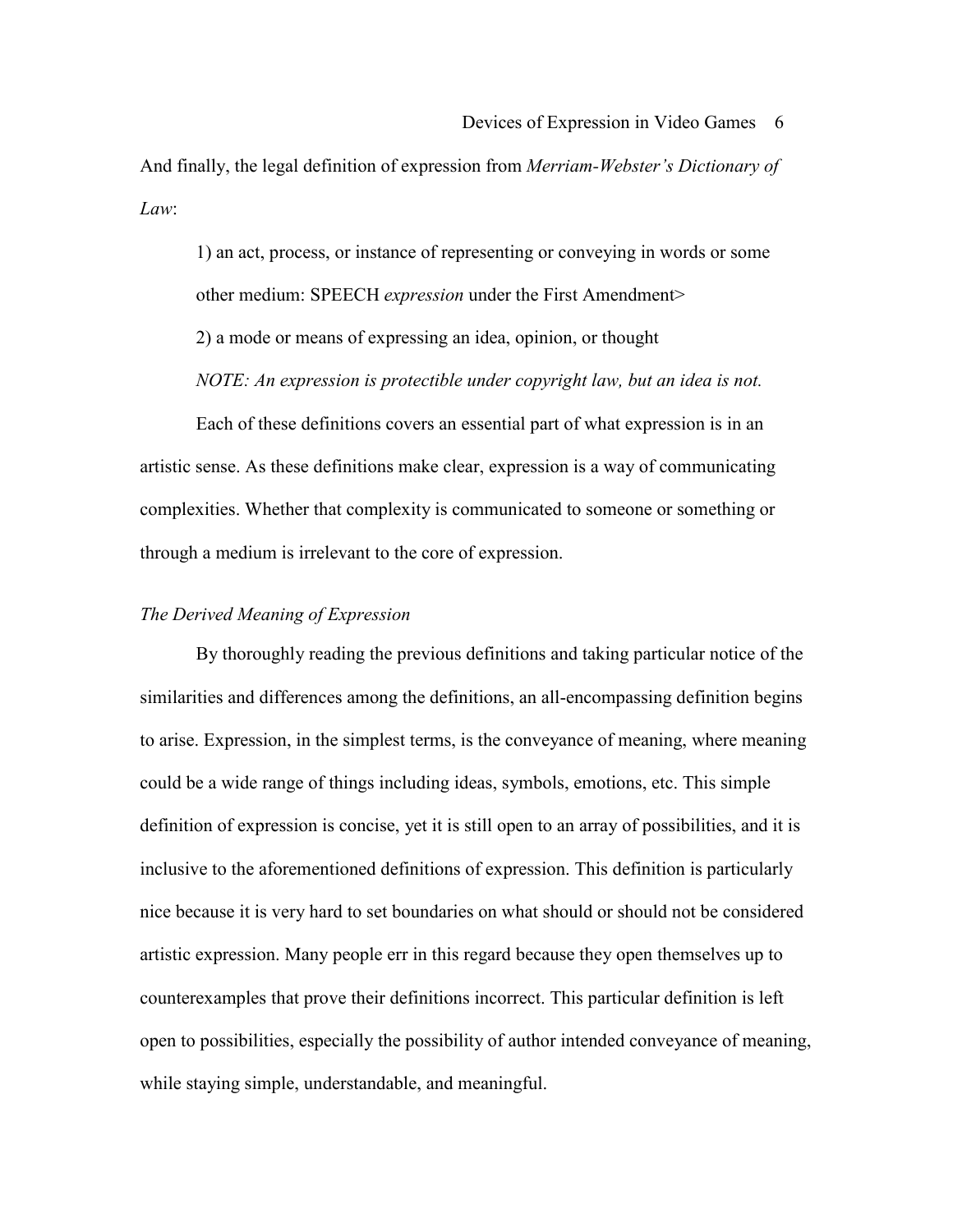And finally, the legal definition of expression from *Merriam-Webster's Dictionary of Law*:

> 1) an act, process, or instance of representing or conveying in words or some other medium: SPEECH *expression* under the First Amendment>
>
> 2) a mode or means of expressing an idea, opinion, or thought
>
> *NOTE: An expression is protectible under copyright law, but an idea is not.*

Each of these definitions covers an essential part of what expression is in an artistic sense. As these definitions make clear, expression is a way of communicating complexities. Whether that complexity is communicated to someone or something or through a medium is irrelevant to the core of expression.

### *The Derived Meaning of Expression*

By thoroughly reading the previous definitions and taking particular notice of the similarities and differences among the definitions, an all-encompassing definition begins to arise. Expression, in the simplest terms, is the conveyance of meaning, where meaning could be a wide range of things including ideas, symbols, emotions, etc. This simple definition of expression is concise, yet it is still open to an array of possibilities, and it is inclusive to the aforementioned definitions of expression. This definition is particularly nice because it is very hard to set boundaries on what should or should not be considered artistic expression. Many people err in this regard because they open themselves up to counterexamples that prove their definitions incorrect. This particular definition is left open to possibilities, especially the possibility of author intended conveyance of meaning, while staying simple, understandable, and meaningful.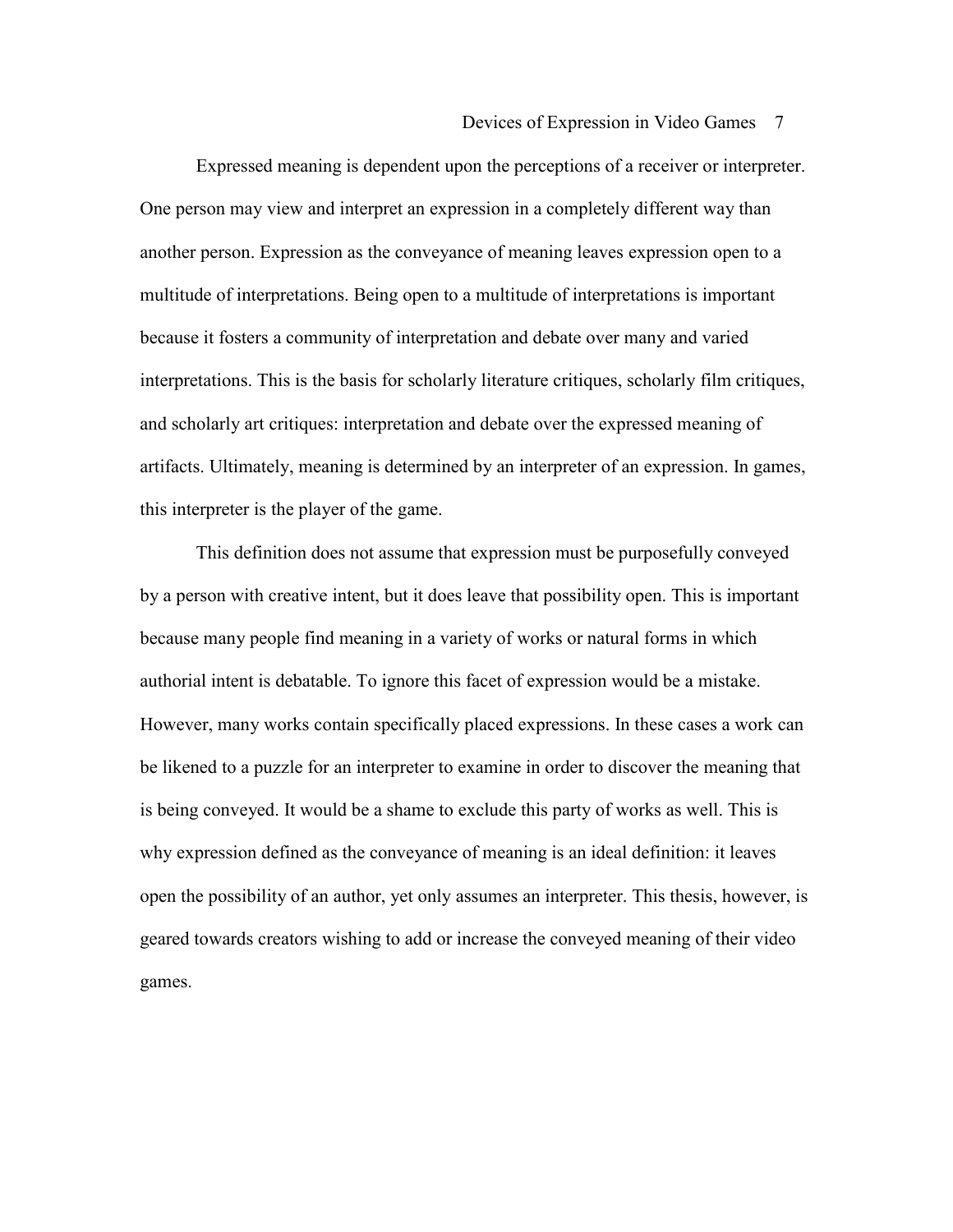Expressed meaning is dependent upon the perceptions of a receiver or interpreter. One person may view and interpret an expression in a completely different way than another person. Expression as the conveyance of meaning leaves expression open to a multitude of interpretations. Being open to a multitude of interpretations is important because it fosters a community of interpretation and debate over many and varied interpretations. This is the basis for scholarly literature critiques, scholarly film critiques, and scholarly art critiques: interpretation and debate over the expressed meaning of artifacts. Ultimately, meaning is determined by an interpreter of an expression. In games, this interpreter is the player of the game.

This definition does not assume that expression must be purposefully conveyed by a person with creative intent, but it does leave that possibility open. This is important because many people find meaning in a variety of works or natural forms in which authorial intent is debatable. To ignore this facet of expression would be a mistake. However, many works contain specifically placed expressions. In these cases a work can be likened to a puzzle for an interpreter to examine in order to discover the meaning that is being conveyed. It would be a shame to exclude this party of works as well. This is why expression defined as the conveyance of meaning is an ideal definition: it leaves open the possibility of an author, yet only assumes an interpreter. This thesis, however, is geared towards creators wishing to add or increase the conveyed meaning of their video games.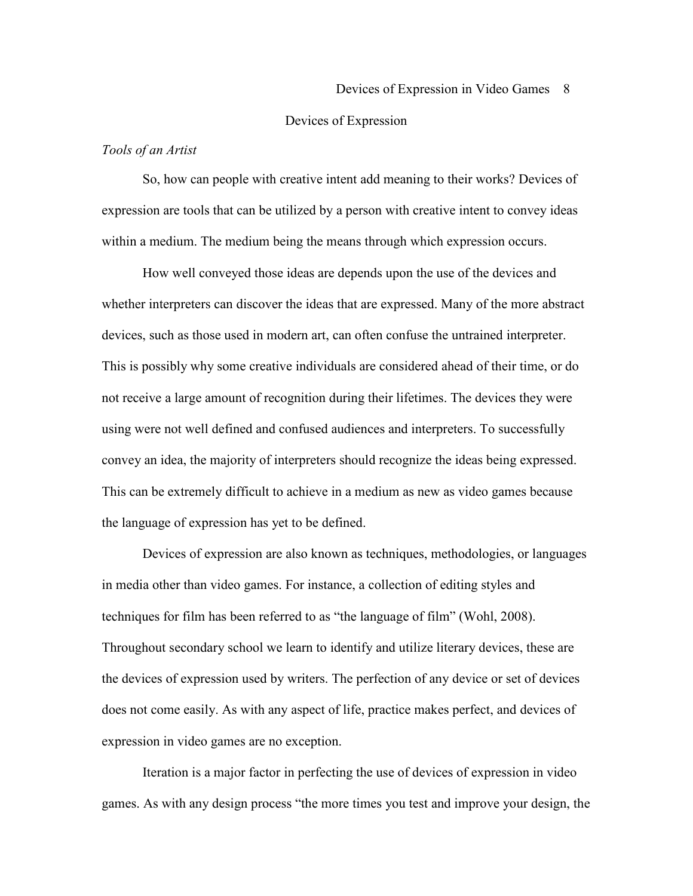## Devices of Expression

*Tools of an Artist*

So, how can people with creative intent add meaning to their works? Devices of expression are tools that can be utilized by a person with creative intent to convey ideas within a medium. The medium being the means through which expression occurs.

How well conveyed those ideas are depends upon the use of the devices and whether interpreters can discover the ideas that are expressed. Many of the more abstract devices, such as those used in modern art, can often confuse the untrained interpreter. This is possibly why some creative individuals are considered ahead of their time, or do not receive a large amount of recognition during their lifetimes. The devices they were using were not well defined and confused audiences and interpreters. To successfully convey an idea, the majority of interpreters should recognize the ideas being expressed. This can be extremely difficult to achieve in a medium as new as video games because the language of expression has yet to be defined.

Devices of expression are also known as techniques, methodologies, or languages in media other than video games. For instance, a collection of editing styles and techniques for film has been referred to as "the language of film" (Wohl, 2008). Throughout secondary school we learn to identify and utilize literary devices, these are the devices of expression used by writers. The perfection of any device or set of devices does not come easily. As with any aspect of life, practice makes perfect, and devices of expression in video games are no exception.

Iteration is a major factor in perfecting the use of devices of expression in video games. As with any design process "the more times you test and improve your design, the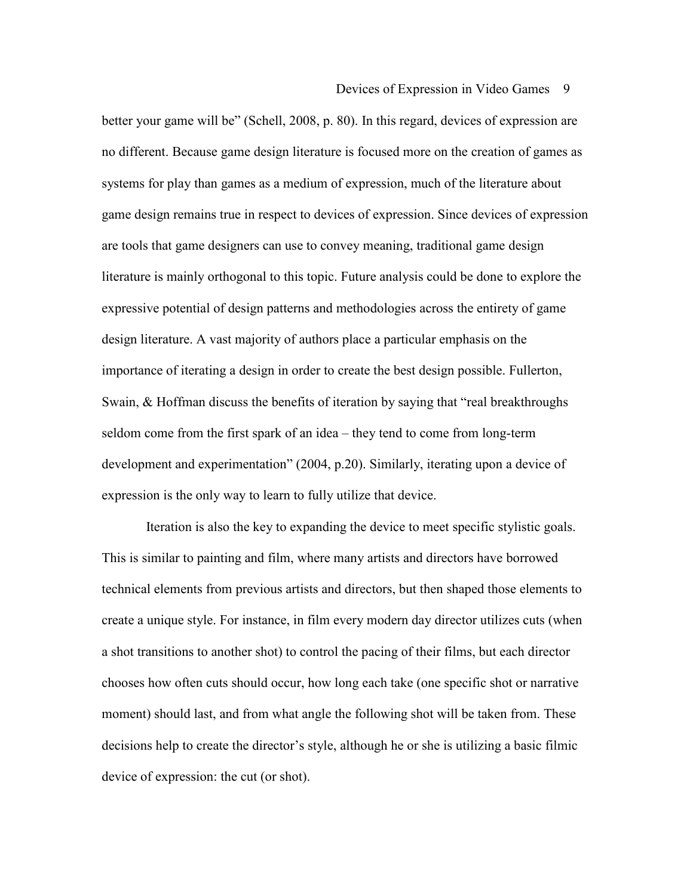better your game will be" (Schell, 2008, p. 80). In this regard, devices of expression are no different. Because game design literature is focused more on the creation of games as systems for play than games as a medium of expression, much of the literature about game design remains true in respect to devices of expression. Since devices of expression are tools that game designers can use to convey meaning, traditional game design literature is mainly orthogonal to this topic. Future analysis could be done to explore the expressive potential of design patterns and methodologies across the entirety of game design literature. A vast majority of authors place a particular emphasis on the importance of iterating a design in order to create the best design possible. Fullerton, Swain, & Hoffman discuss the benefits of iteration by saying that "real breakthroughs seldom come from the first spark of an idea – they tend to come from long-term development and experimentation" (2004, p.20). Similarly, iterating upon a device of expression is the only way to learn to fully utilize that device.

Iteration is also the key to expanding the device to meet specific stylistic goals. This is similar to painting and film, where many artists and directors have borrowed technical elements from previous artists and directors, but then shaped those elements to create a unique style. For instance, in film every modern day director utilizes cuts (when a shot transitions to another shot) to control the pacing of their films, but each director chooses how often cuts should occur, how long each take (one specific shot or narrative moment) should last, and from what angle the following shot will be taken from. These decisions help to create the director's style, although he or she is utilizing a basic filmic device of expression: the cut (or shot).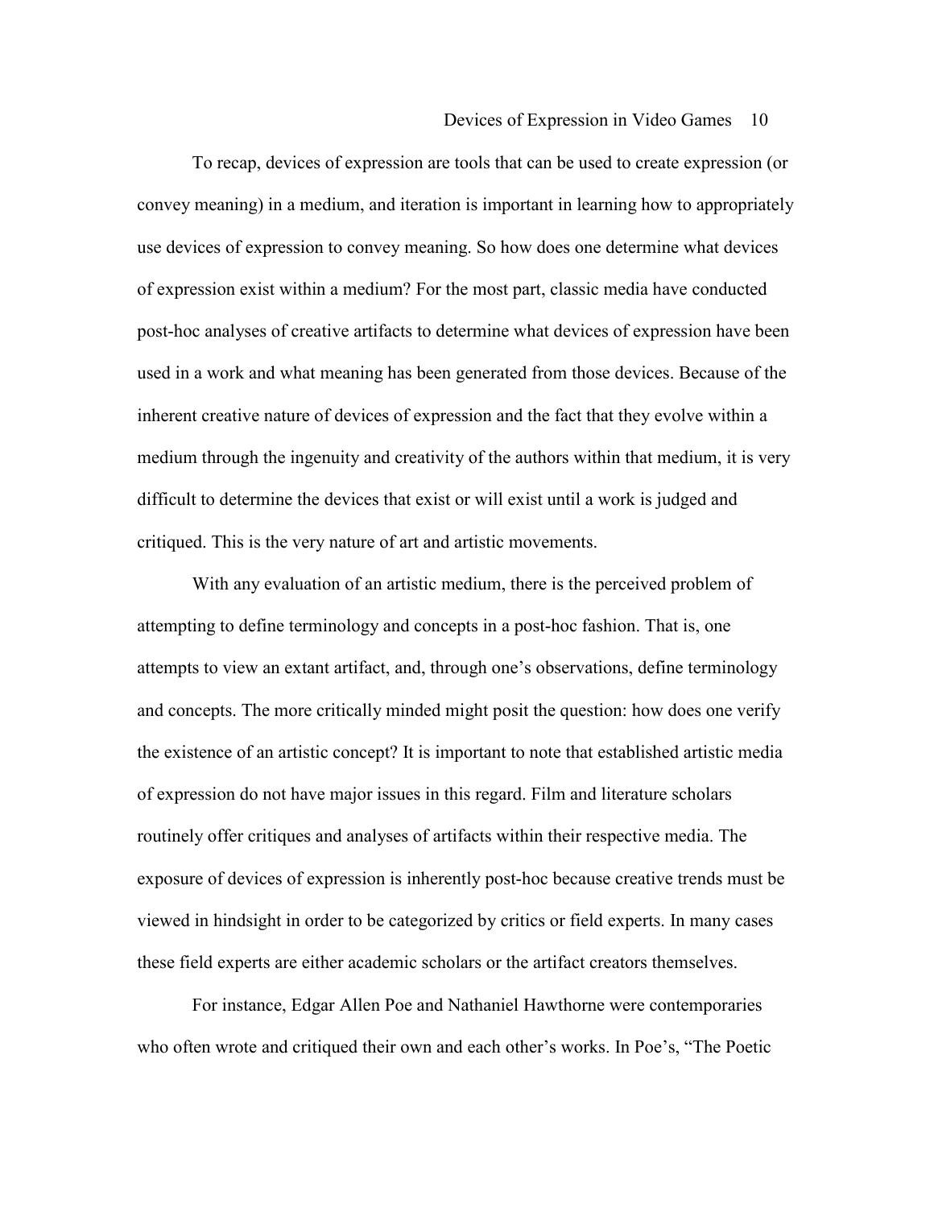To recap, devices of expression are tools that can be used to create expression (or convey meaning) in a medium, and iteration is important in learning how to appropriately use devices of expression to convey meaning. So how does one determine what devices of expression exist within a medium? For the most part, classic media have conducted post-hoc analyses of creative artifacts to determine what devices of expression have been used in a work and what meaning has been generated from those devices. Because of the inherent creative nature of devices of expression and the fact that they evolve within a medium through the ingenuity and creativity of the authors within that medium, it is very difficult to determine the devices that exist or will exist until a work is judged and critiqued. This is the very nature of art and artistic movements.

With any evaluation of an artistic medium, there is the perceived problem of attempting to define terminology and concepts in a post-hoc fashion. That is, one attempts to view an extant artifact, and, through one's observations, define terminology and concepts. The more critically minded might posit the question: how does one verify the existence of an artistic concept? It is important to note that established artistic media of expression do not have major issues in this regard. Film and literature scholars routinely offer critiques and analyses of artifacts within their respective media. The exposure of devices of expression is inherently post-hoc because creative trends must be viewed in hindsight in order to be categorized by critics or field experts. In many cases these field experts are either academic scholars or the artifact creators themselves.

For instance, Edgar Allen Poe and Nathaniel Hawthorne were contemporaries who often wrote and critiqued their own and each other's works. In Poe's, "The Poetic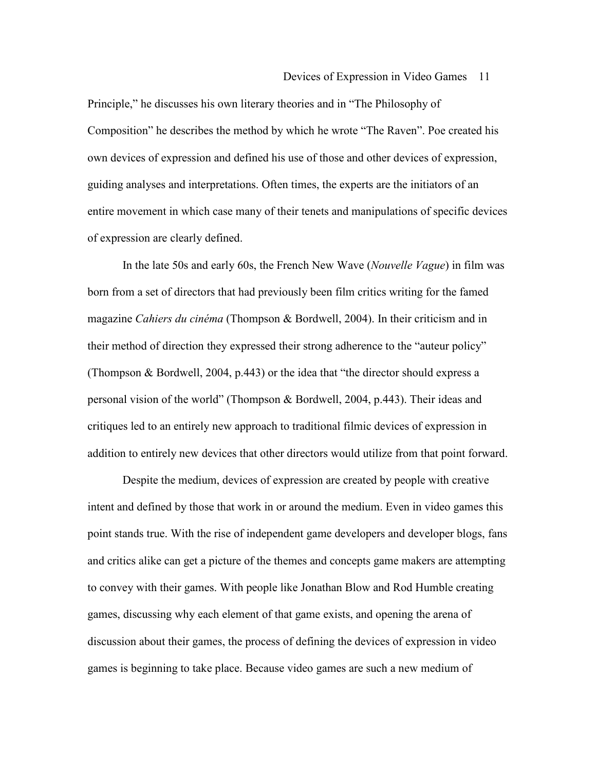Principle," he discusses his own literary theories and in "The Philosophy of Composition" he describes the method by which he wrote "The Raven". Poe created his own devices of expression and defined his use of those and other devices of expression, guiding analyses and interpretations. Often times, the experts are the initiators of an entire movement in which case many of their tenets and manipulations of specific devices of expression are clearly defined.

In the late 50s and early 60s, the French New Wave (*Nouvelle Vague*) in film was born from a set of directors that had previously been film critics writing for the famed magazine *Cahiers du cinéma* (Thompson & Bordwell, 2004). In their criticism and in their method of direction they expressed their strong adherence to the "auteur policy" (Thompson & Bordwell, 2004, p.443) or the idea that "the director should express a personal vision of the world" (Thompson & Bordwell, 2004, p.443). Their ideas and critiques led to an entirely new approach to traditional filmic devices of expression in addition to entirely new devices that other directors would utilize from that point forward.

Despite the medium, devices of expression are created by people with creative intent and defined by those that work in or around the medium. Even in video games this point stands true. With the rise of independent game developers and developer blogs, fans and critics alike can get a picture of the themes and concepts game makers are attempting to convey with their games. With people like Jonathan Blow and Rod Humble creating games, discussing why each element of that game exists, and opening the arena of discussion about their games, the process of defining the devices of expression in video games is beginning to take place. Because video games are such a new medium of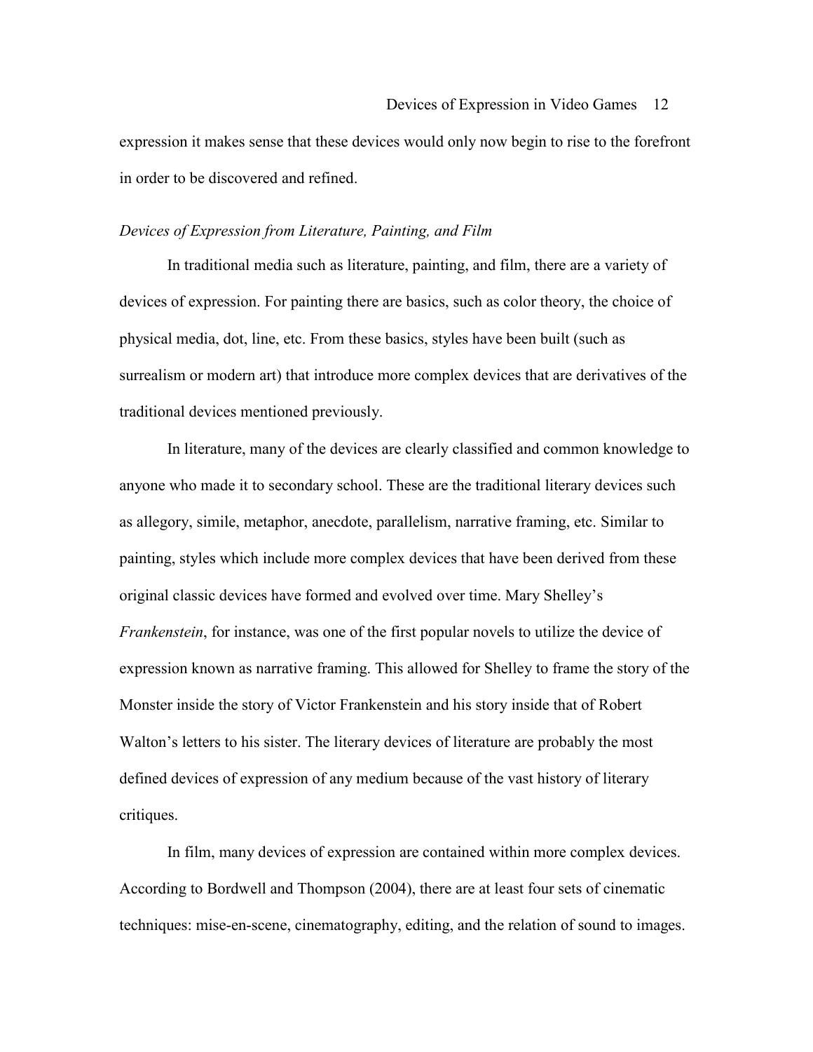expression it makes sense that these devices would only now begin to rise to the forefront in order to be discovered and refined.

*Devices of Expression from Literature, Painting, and Film*

In traditional media such as literature, painting, and film, there are a variety of devices of expression. For painting there are basics, such as color theory, the choice of physical media, dot, line, etc. From these basics, styles have been built (such as surrealism or modern art) that introduce more complex devices that are derivatives of the traditional devices mentioned previously.

In literature, many of the devices are clearly classified and common knowledge to anyone who made it to secondary school. These are the traditional literary devices such as allegory, simile, metaphor, anecdote, parallelism, narrative framing, etc. Similar to painting, styles which include more complex devices that have been derived from these original classic devices have formed and evolved over time. Mary Shelley's *Frankenstein*, for instance, was one of the first popular novels to utilize the device of expression known as narrative framing. This allowed for Shelley to frame the story of the Monster inside the story of Victor Frankenstein and his story inside that of Robert Walton's letters to his sister. The literary devices of literature are probably the most defined devices of expression of any medium because of the vast history of literary critiques.

In film, many devices of expression are contained within more complex devices. According to Bordwell and Thompson (2004), there are at least four sets of cinematic techniques: mise-en-scene, cinematography, editing, and the relation of sound to images.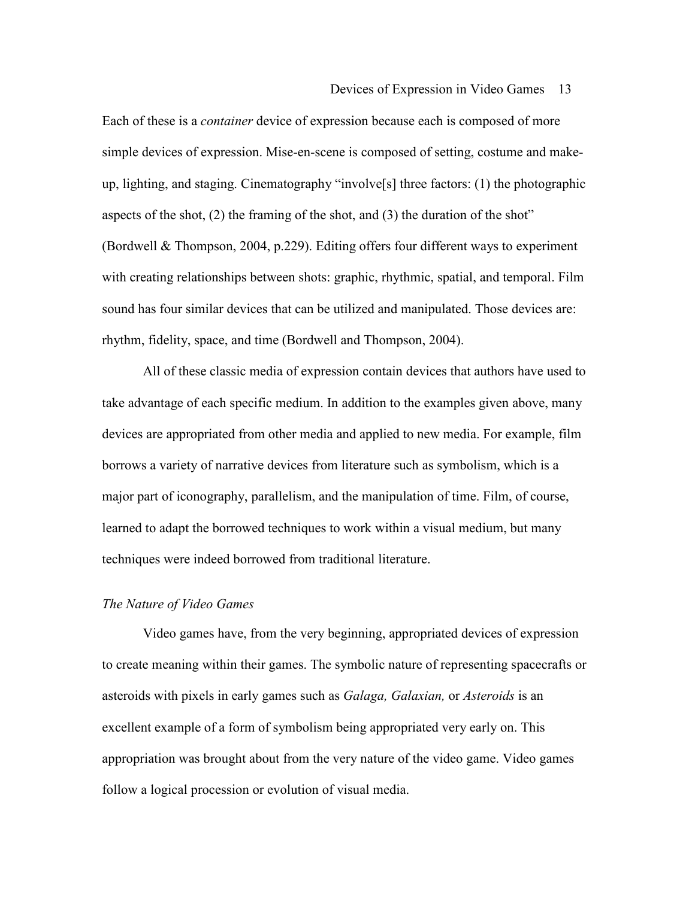Each of these is a *container* device of expression because each is composed of more simple devices of expression. Mise-en-scene is composed of setting, costume and make-up, lighting, and staging. Cinematography "involve[s] three factors: (1) the photographic aspects of the shot, (2) the framing of the shot, and (3) the duration of the shot" (Bordwell & Thompson, 2004, p.229). Editing offers four different ways to experiment with creating relationships between shots: graphic, rhythmic, spatial, and temporal. Film sound has four similar devices that can be utilized and manipulated. Those devices are: rhythm, fidelity, space, and time (Bordwell and Thompson, 2004).

All of these classic media of expression contain devices that authors have used to take advantage of each specific medium. In addition to the examples given above, many devices are appropriated from other media and applied to new media. For example, film borrows a variety of narrative devices from literature such as symbolism, which is a major part of iconography, parallelism, and the manipulation of time. Film, of course, learned to adapt the borrowed techniques to work within a visual medium, but many techniques were indeed borrowed from traditional literature.

### *The Nature of Video Games*

Video games have, from the very beginning, appropriated devices of expression to create meaning within their games. The symbolic nature of representing spacecrafts or asteroids with pixels in early games such as *Galaga, Galaxian,* or *Asteroids* is an excellent example of a form of symbolism being appropriated very early on. This appropriation was brought about from the very nature of the video game. Video games follow a logical procession or evolution of visual media.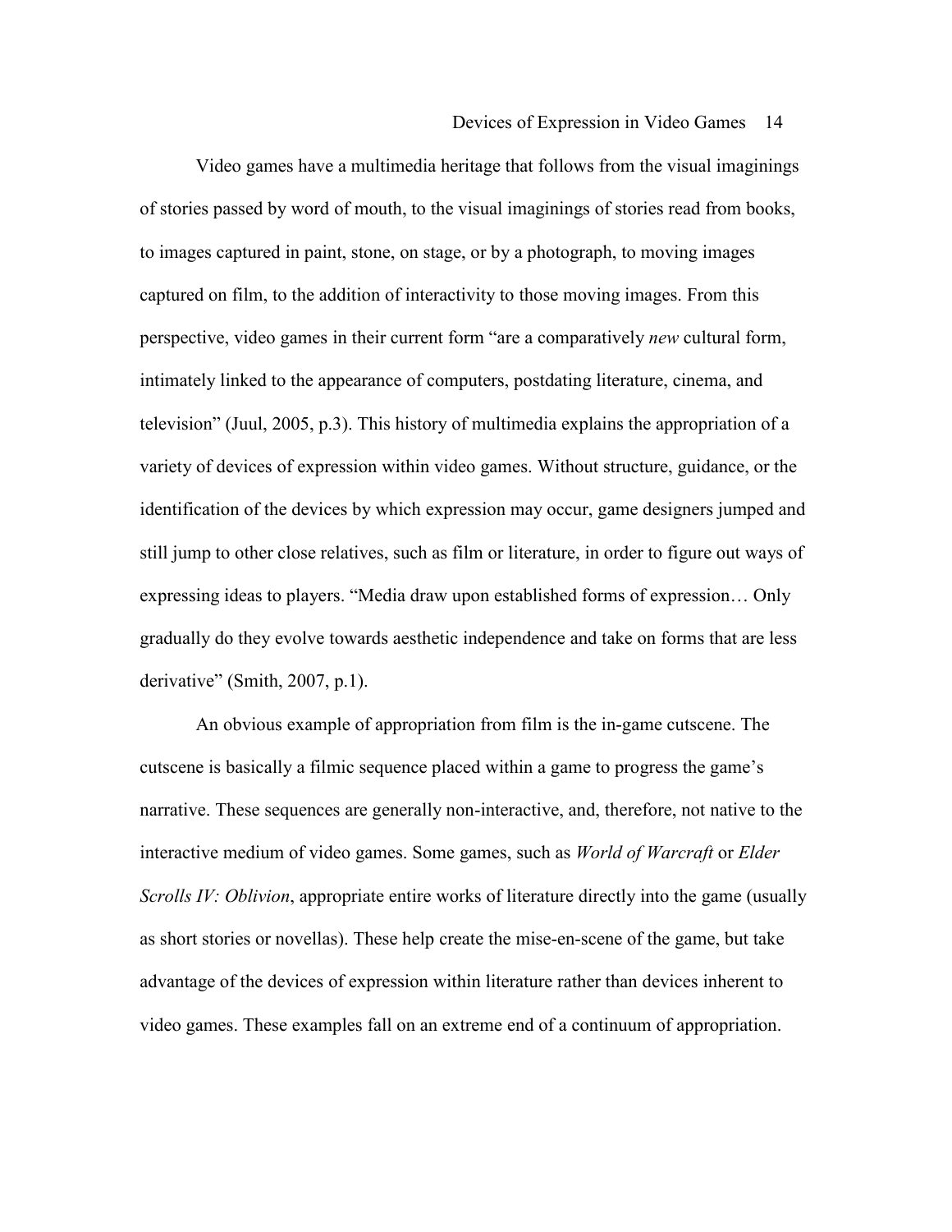Video games have a multimedia heritage that follows from the visual imaginings of stories passed by word of mouth, to the visual imaginings of stories read from books, to images captured in paint, stone, on stage, or by a photograph, to moving images captured on film, to the addition of interactivity to those moving images. From this perspective, video games in their current form "are a comparatively *new* cultural form, intimately linked to the appearance of computers, postdating literature, cinema, and television" (Juul, 2005, p.3). This history of multimedia explains the appropriation of a variety of devices of expression within video games. Without structure, guidance, or the identification of the devices by which expression may occur, game designers jumped and still jump to other close relatives, such as film or literature, in order to figure out ways of expressing ideas to players. "Media draw upon established forms of expression… Only gradually do they evolve towards aesthetic independence and take on forms that are less derivative" (Smith, 2007, p.1).

An obvious example of appropriation from film is the in-game cutscene. The cutscene is basically a filmic sequence placed within a game to progress the game's narrative. These sequences are generally non-interactive, and, therefore, not native to the interactive medium of video games. Some games, such as *World of Warcraft* or *Elder Scrolls IV: Oblivion*, appropriate entire works of literature directly into the game (usually as short stories or novellas). These help create the mise-en-scene of the game, but take advantage of the devices of expression within literature rather than devices inherent to video games. These examples fall on an extreme end of a continuum of appropriation.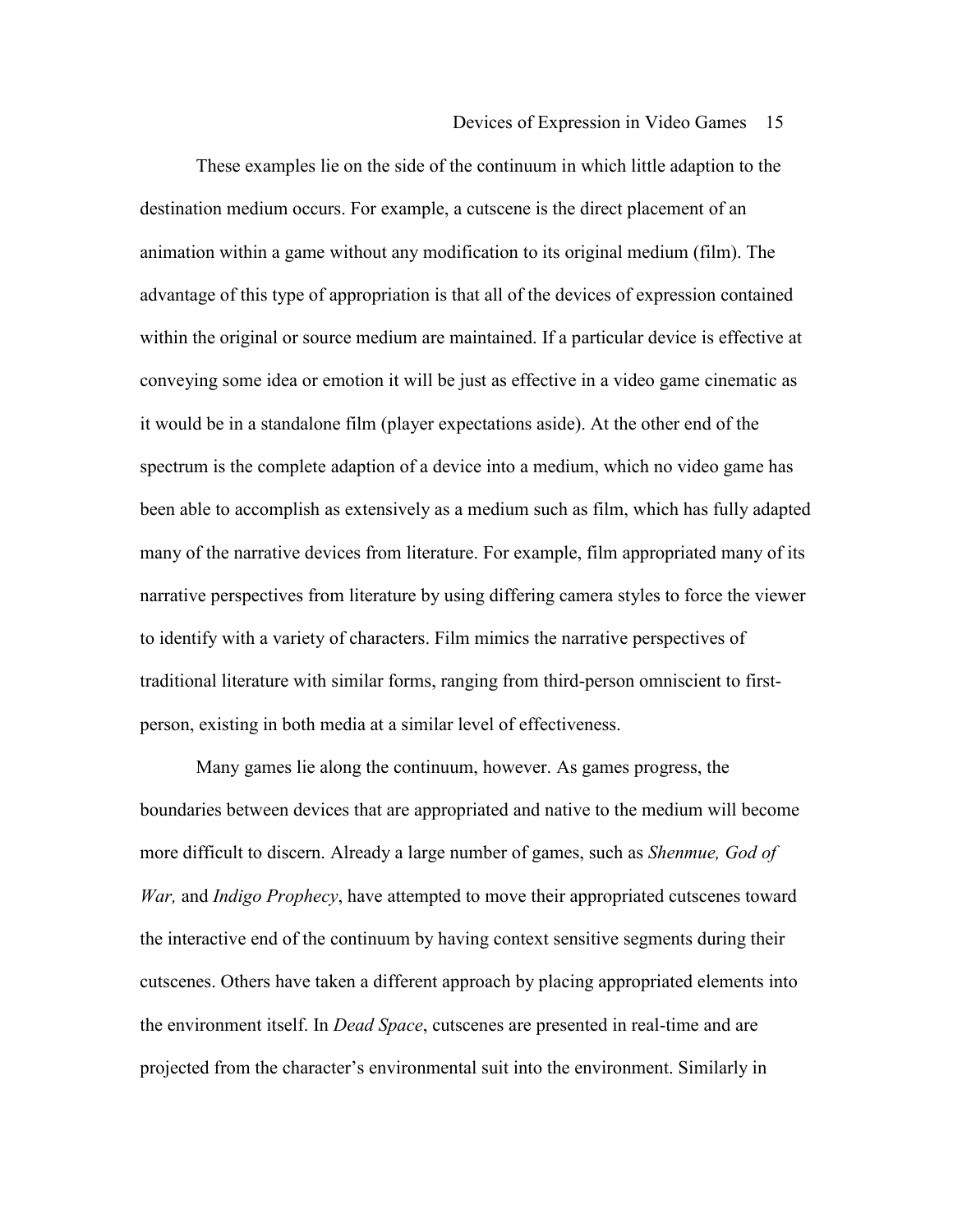These examples lie on the side of the continuum in which little adaption to the destination medium occurs. For example, a cutscene is the direct placement of an animation within a game without any modification to its original medium (film). The advantage of this type of appropriation is that all of the devices of expression contained within the original or source medium are maintained. If a particular device is effective at conveying some idea or emotion it will be just as effective in a video game cinematic as it would be in a standalone film (player expectations aside). At the other end of the spectrum is the complete adaption of a device into a medium, which no video game has been able to accomplish as extensively as a medium such as film, which has fully adapted many of the narrative devices from literature. For example, film appropriated many of its narrative perspectives from literature by using differing camera styles to force the viewer to identify with a variety of characters. Film mimics the narrative perspectives of traditional literature with similar forms, ranging from third-person omniscient to first-person, existing in both media at a similar level of effectiveness.

Many games lie along the continuum, however. As games progress, the boundaries between devices that are appropriated and native to the medium will become more difficult to discern. Already a large number of games, such as *Shenmue, God of War,* and *Indigo Prophecy*, have attempted to move their appropriated cutscenes toward the interactive end of the continuum by having context sensitive segments during their cutscenes. Others have taken a different approach by placing appropriated elements into the environment itself. In *Dead Space*, cutscenes are presented in real-time and are projected from the character's environmental suit into the environment. Similarly in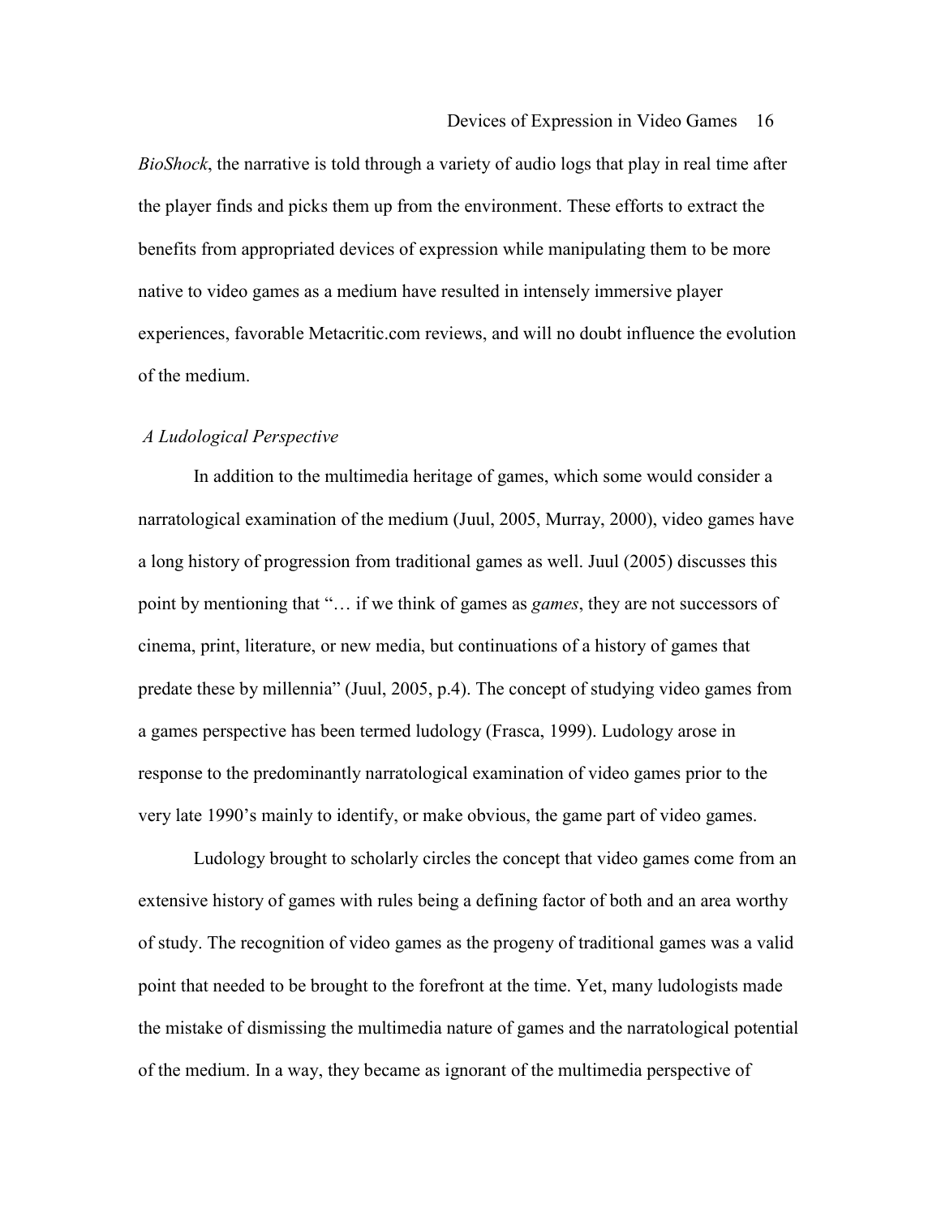*BioShock*, the narrative is told through a variety of audio logs that play in real time after the player finds and picks them up from the environment. These efforts to extract the benefits from appropriated devices of expression while manipulating them to be more native to video games as a medium have resulted in intensely immersive player experiences, favorable Metacritic.com reviews, and will no doubt influence the evolution of the medium.

### *A Ludological Perspective*

In addition to the multimedia heritage of games, which some would consider a narratological examination of the medium (Juul, 2005, Murray, 2000), video games have a long history of progression from traditional games as well. Juul (2005) discusses this point by mentioning that "… if we think of games as *games*, they are not successors of cinema, print, literature, or new media, but continuations of a history of games that predate these by millennia" (Juul, 2005, p.4). The concept of studying video games from a games perspective has been termed ludology (Frasca, 1999). Ludology arose in response to the predominantly narratological examination of video games prior to the very late 1990's mainly to identify, or make obvious, the game part of video games.

Ludology brought to scholarly circles the concept that video games come from an extensive history of games with rules being a defining factor of both and an area worthy of study. The recognition of video games as the progeny of traditional games was a valid point that needed to be brought to the forefront at the time. Yet, many ludologists made the mistake of dismissing the multimedia nature of games and the narratological potential of the medium. In a way, they became as ignorant of the multimedia perspective of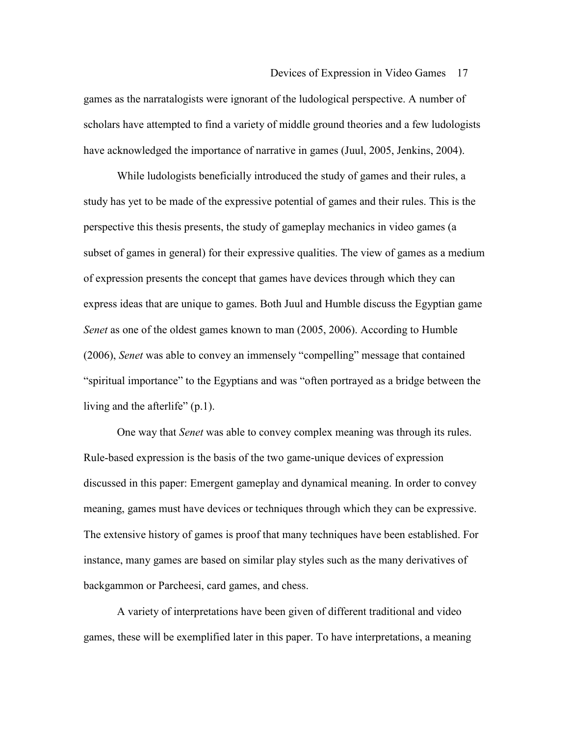games as the narratalogists were ignorant of the ludological perspective. A number of scholars have attempted to find a variety of middle ground theories and a few ludologists have acknowledged the importance of narrative in games (Juul, 2005, Jenkins, 2004).

While ludologists beneficially introduced the study of games and their rules, a study has yet to be made of the expressive potential of games and their rules. This is the perspective this thesis presents, the study of gameplay mechanics in video games (a subset of games in general) for their expressive qualities. The view of games as a medium of expression presents the concept that games have devices through which they can express ideas that are unique to games. Both Juul and Humble discuss the Egyptian game *Senet* as one of the oldest games known to man (2005, 2006). According to Humble (2006), *Senet* was able to convey an immensely "compelling" message that contained "spiritual importance" to the Egyptians and was "often portrayed as a bridge between the living and the afterlife" (p.1).

One way that *Senet* was able to convey complex meaning was through its rules. Rule-based expression is the basis of the two game-unique devices of expression discussed in this paper: Emergent gameplay and dynamical meaning. In order to convey meaning, games must have devices or techniques through which they can be expressive. The extensive history of games is proof that many techniques have been established. For instance, many games are based on similar play styles such as the many derivatives of backgammon or Parcheesi, card games, and chess.

A variety of interpretations have been given of different traditional and video games, these will be exemplified later in this paper. To have interpretations, a meaning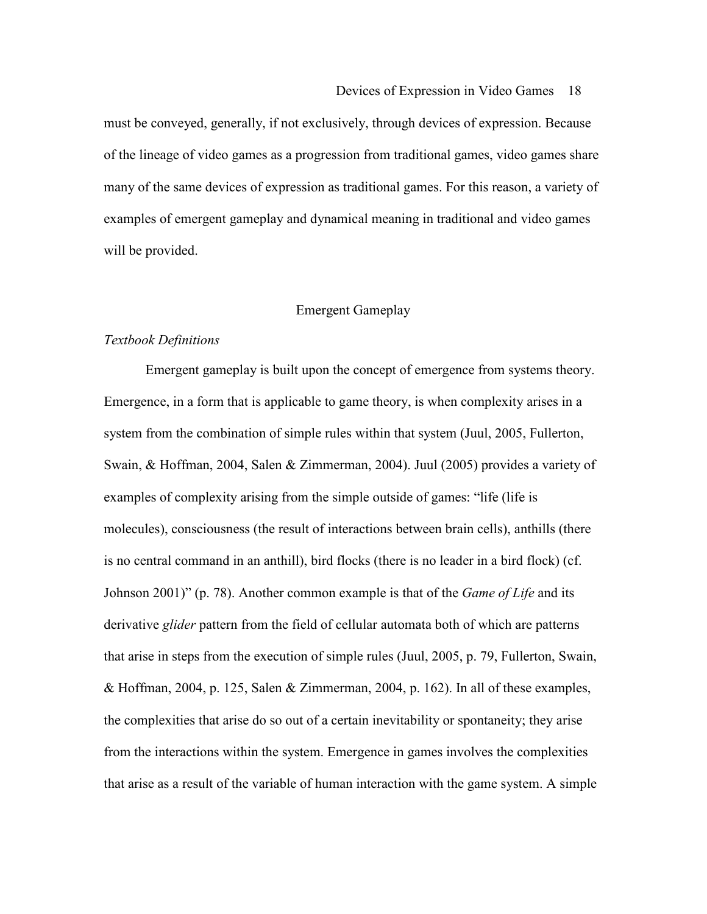must be conveyed, generally, if not exclusively, through devices of expression. Because of the lineage of video games as a progression from traditional games, video games share many of the same devices of expression as traditional games. For this reason, a variety of examples of emergent gameplay and dynamical meaning in traditional and video games will be provided.

## Emergent Gameplay

### *Textbook Definitions*

Emergent gameplay is built upon the concept of emergence from systems theory. Emergence, in a form that is applicable to game theory, is when complexity arises in a system from the combination of simple rules within that system (Juul, 2005, Fullerton, Swain, & Hoffman, 2004, Salen & Zimmerman, 2004). Juul (2005) provides a variety of examples of complexity arising from the simple outside of games: "life (life is molecules), consciousness (the result of interactions between brain cells), anthills (there is no central command in an anthill), bird flocks (there is no leader in a bird flock) (cf. Johnson 2001)" (p. 78). Another common example is that of the *Game of Life* and its derivative *glider* pattern from the field of cellular automata both of which are patterns that arise in steps from the execution of simple rules (Juul, 2005, p. 79, Fullerton, Swain, & Hoffman, 2004, p. 125, Salen & Zimmerman, 2004, p. 162). In all of these examples, the complexities that arise do so out of a certain inevitability or spontaneity; they arise from the interactions within the system. Emergence in games involves the complexities that arise as a result of the variable of human interaction with the game system. A simple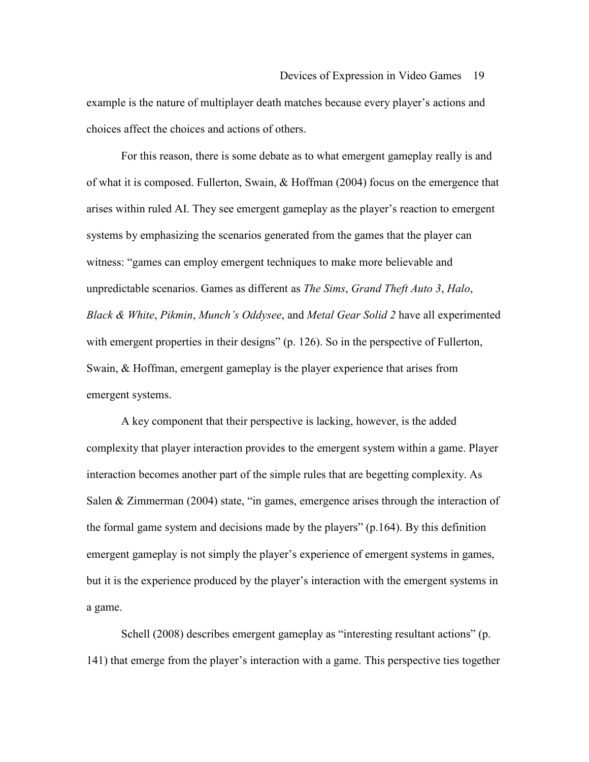example is the nature of multiplayer death matches because every player's actions and choices affect the choices and actions of others.

For this reason, there is some debate as to what emergent gameplay really is and of what it is composed. Fullerton, Swain, & Hoffman (2004) focus on the emergence that arises within ruled AI. They see emergent gameplay as the player's reaction to emergent systems by emphasizing the scenarios generated from the games that the player can witness: "games can employ emergent techniques to make more believable and unpredictable scenarios. Games as different as *The Sims*, *Grand Theft Auto 3*, *Halo*, *Black & White*, *Pikmin*, *Munch's Oddysee*, and *Metal Gear Solid 2* have all experimented with emergent properties in their designs" (p. 126). So in the perspective of Fullerton, Swain, & Hoffman, emergent gameplay is the player experience that arises from emergent systems.

A key component that their perspective is lacking, however, is the added complexity that player interaction provides to the emergent system within a game. Player interaction becomes another part of the simple rules that are begetting complexity. As Salen & Zimmerman (2004) state, "in games, emergence arises through the interaction of the formal game system and decisions made by the players" (p.164). By this definition emergent gameplay is not simply the player's experience of emergent systems in games, but it is the experience produced by the player's interaction with the emergent systems in a game.

Schell (2008) describes emergent gameplay as "interesting resultant actions" (p. 141) that emerge from the player's interaction with a game. This perspective ties together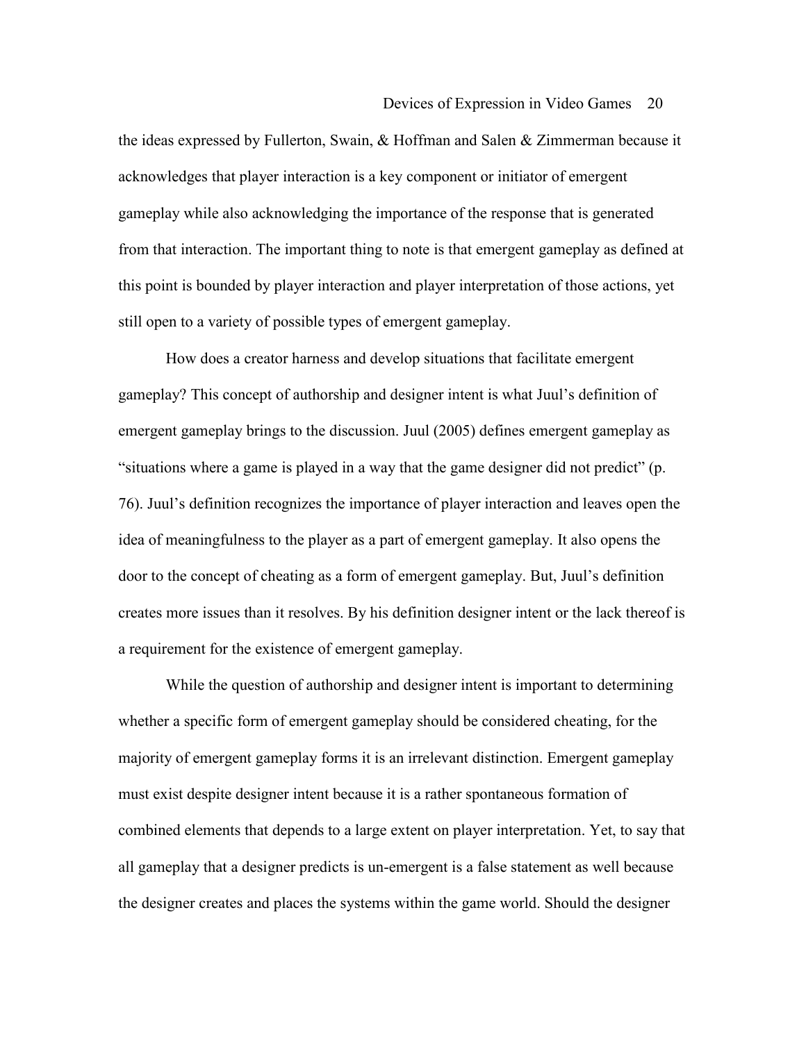the ideas expressed by Fullerton, Swain, & Hoffman and Salen & Zimmerman because it acknowledges that player interaction is a key component or initiator of emergent gameplay while also acknowledging the importance of the response that is generated from that interaction. The important thing to note is that emergent gameplay as defined at this point is bounded by player interaction and player interpretation of those actions, yet still open to a variety of possible types of emergent gameplay.

How does a creator harness and develop situations that facilitate emergent gameplay? This concept of authorship and designer intent is what Juul's definition of emergent gameplay brings to the discussion. Juul (2005) defines emergent gameplay as "situations where a game is played in a way that the game designer did not predict" (p. 76). Juul's definition recognizes the importance of player interaction and leaves open the idea of meaningfulness to the player as a part of emergent gameplay. It also opens the door to the concept of cheating as a form of emergent gameplay. But, Juul's definition creates more issues than it resolves. By his definition designer intent or the lack thereof is a requirement for the existence of emergent gameplay.

While the question of authorship and designer intent is important to determining whether a specific form of emergent gameplay should be considered cheating, for the majority of emergent gameplay forms it is an irrelevant distinction. Emergent gameplay must exist despite designer intent because it is a rather spontaneous formation of combined elements that depends to a large extent on player interpretation. Yet, to say that all gameplay that a designer predicts is un-emergent is a false statement as well because the designer creates and places the systems within the game world. Should the designer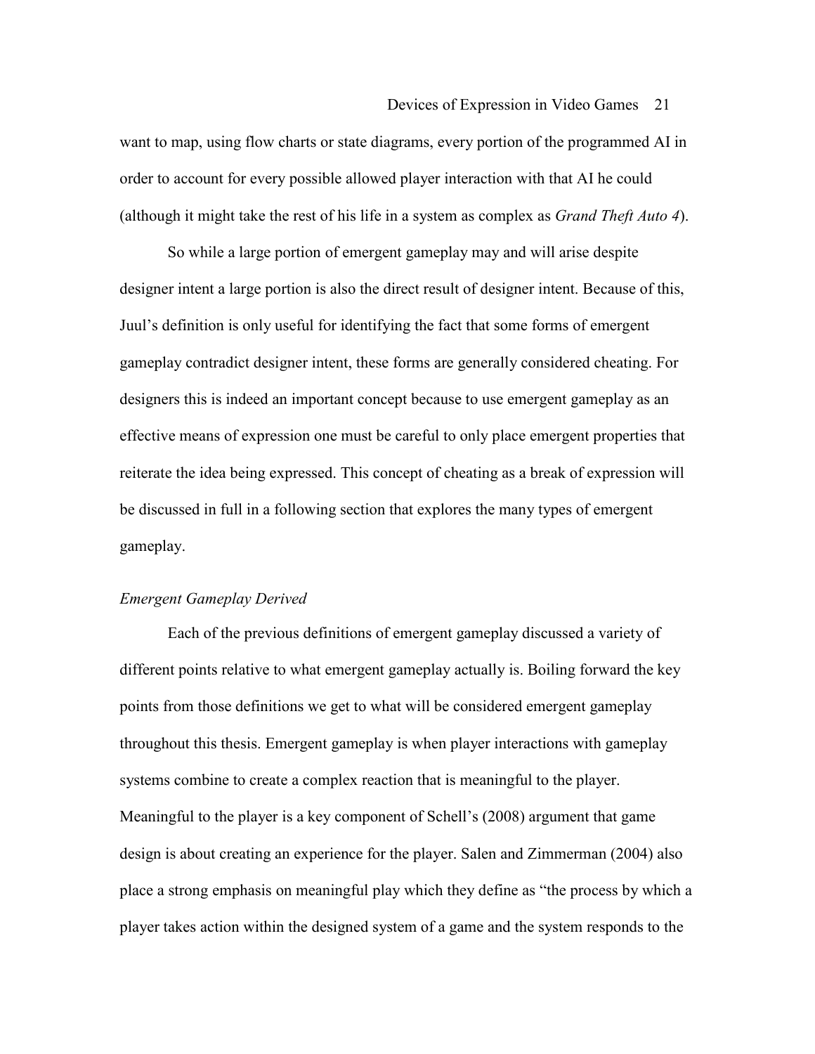want to map, using flow charts or state diagrams, every portion of the programmed AI in order to account for every possible allowed player interaction with that AI he could (although it might take the rest of his life in a system as complex as *Grand Theft Auto 4*).

So while a large portion of emergent gameplay may and will arise despite designer intent a large portion is also the direct result of designer intent. Because of this, Juul's definition is only useful for identifying the fact that some forms of emergent gameplay contradict designer intent, these forms are generally considered cheating. For designers this is indeed an important concept because to use emergent gameplay as an effective means of expression one must be careful to only place emergent properties that reiterate the idea being expressed. This concept of cheating as a break of expression will be discussed in full in a following section that explores the many types of emergent gameplay.

*Emergent Gameplay Derived*

Each of the previous definitions of emergent gameplay discussed a variety of different points relative to what emergent gameplay actually is. Boiling forward the key points from those definitions we get to what will be considered emergent gameplay throughout this thesis. Emergent gameplay is when player interactions with gameplay systems combine to create a complex reaction that is meaningful to the player. Meaningful to the player is a key component of Schell's (2008) argument that game design is about creating an experience for the player. Salen and Zimmerman (2004) also place a strong emphasis on meaningful play which they define as "the process by which a player takes action within the designed system of a game and the system responds to the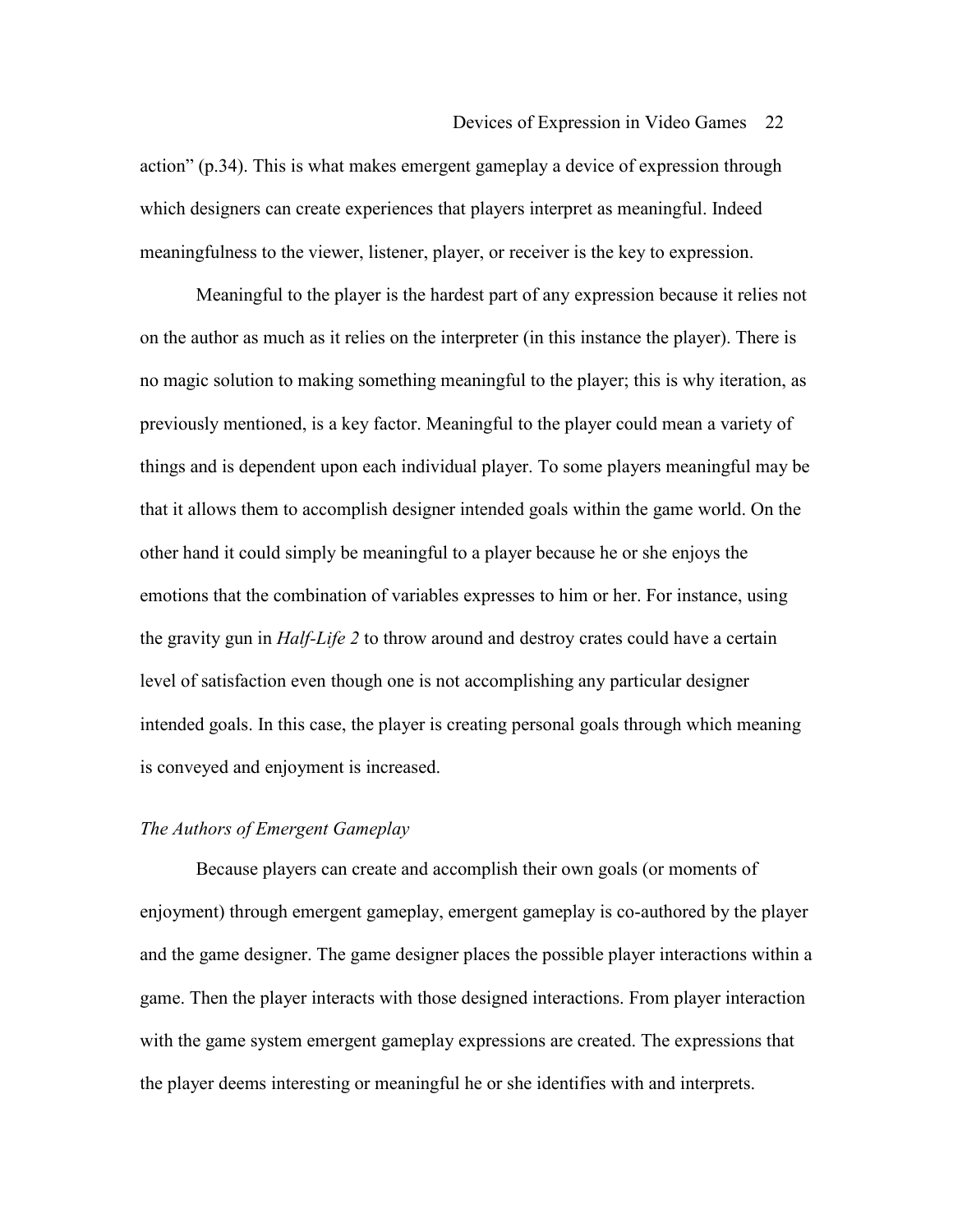action" (p.34). This is what makes emergent gameplay a device of expression through which designers can create experiences that players interpret as meaningful. Indeed meaningfulness to the viewer, listener, player, or receiver is the key to expression.

Meaningful to the player is the hardest part of any expression because it relies not on the author as much as it relies on the interpreter (in this instance the player). There is no magic solution to making something meaningful to the player; this is why iteration, as previously mentioned, is a key factor. Meaningful to the player could mean a variety of things and is dependent upon each individual player. To some players meaningful may be that it allows them to accomplish designer intended goals within the game world. On the other hand it could simply be meaningful to a player because he or she enjoys the emotions that the combination of variables expresses to him or her. For instance, using the gravity gun in *Half-Life 2* to throw around and destroy crates could have a certain level of satisfaction even though one is not accomplishing any particular designer intended goals. In this case, the player is creating personal goals through which meaning is conveyed and enjoyment is increased.

*The Authors of Emergent Gameplay*

Because players can create and accomplish their own goals (or moments of enjoyment) through emergent gameplay, emergent gameplay is co-authored by the player and the game designer. The game designer places the possible player interactions within a game. Then the player interacts with those designed interactions. From player interaction with the game system emergent gameplay expressions are created. The expressions that the player deems interesting or meaningful he or she identifies with and interprets.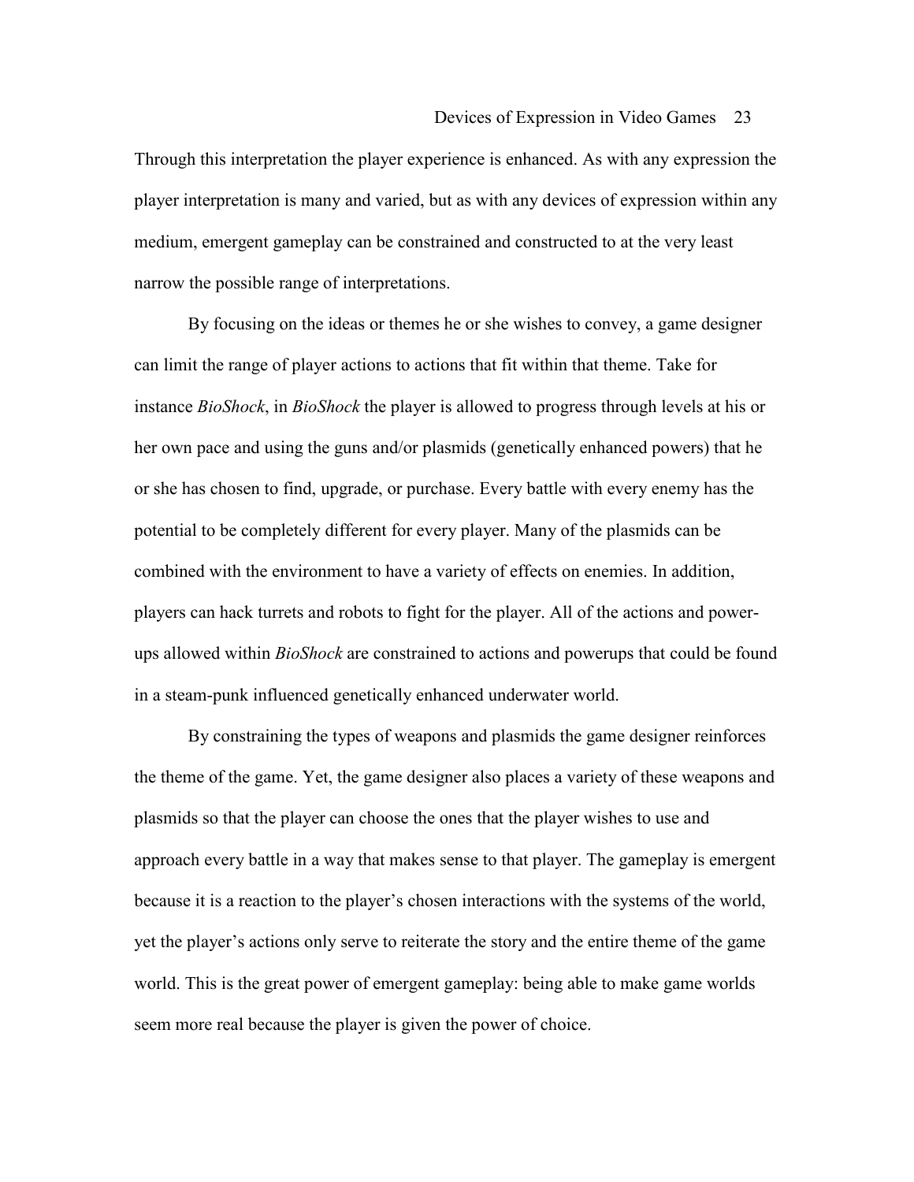Through this interpretation the player experience is enhanced. As with any expression the player interpretation is many and varied, but as with any devices of expression within any medium, emergent gameplay can be constrained and constructed to at the very least narrow the possible range of interpretations.

By focusing on the ideas or themes he or she wishes to convey, a game designer can limit the range of player actions to actions that fit within that theme. Take for instance *BioShock*, in *BioShock* the player is allowed to progress through levels at his or her own pace and using the guns and/or plasmids (genetically enhanced powers) that he or she has chosen to find, upgrade, or purchase. Every battle with every enemy has the potential to be completely different for every player. Many of the plasmids can be combined with the environment to have a variety of effects on enemies. In addition, players can hack turrets and robots to fight for the player. All of the actions and power-ups allowed within *BioShock* are constrained to actions and powerups that could be found in a steam-punk influenced genetically enhanced underwater world.

By constraining the types of weapons and plasmids the game designer reinforces the theme of the game. Yet, the game designer also places a variety of these weapons and plasmids so that the player can choose the ones that the player wishes to use and approach every battle in a way that makes sense to that player. The gameplay is emergent because it is a reaction to the player's chosen interactions with the systems of the world, yet the player's actions only serve to reiterate the story and the entire theme of the game world. This is the great power of emergent gameplay: being able to make game worlds seem more real because the player is given the power of choice.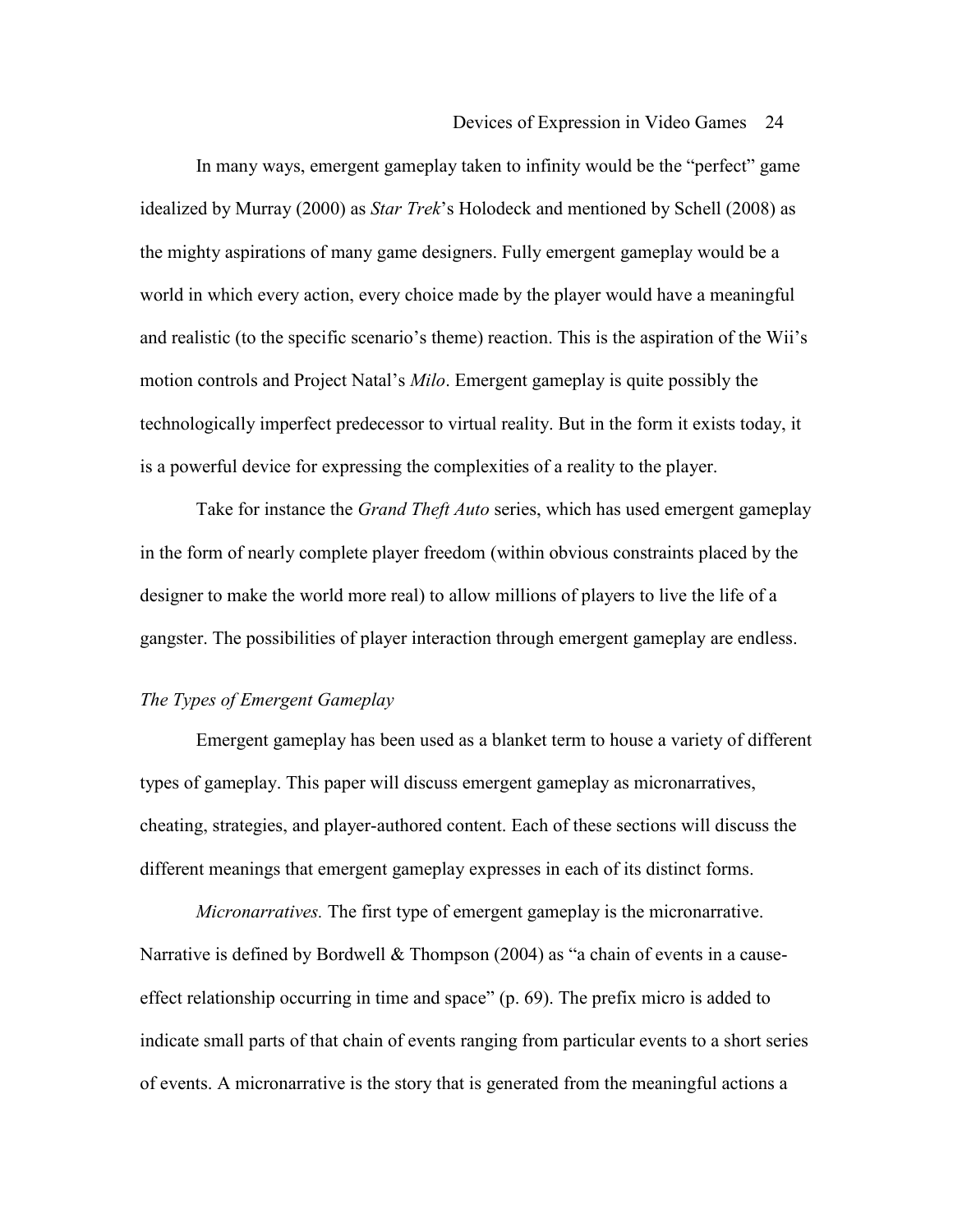In many ways, emergent gameplay taken to infinity would be the "perfect" game idealized by Murray (2000) as *Star Trek*'s Holodeck and mentioned by Schell (2008) as the mighty aspirations of many game designers. Fully emergent gameplay would be a world in which every action, every choice made by the player would have a meaningful and realistic (to the specific scenario's theme) reaction. This is the aspiration of the Wii's motion controls and Project Natal's *Milo*. Emergent gameplay is quite possibly the technologically imperfect predecessor to virtual reality. But in the form it exists today, it is a powerful device for expressing the complexities of a reality to the player.

Take for instance the *Grand Theft Auto* series, which has used emergent gameplay in the form of nearly complete player freedom (within obvious constraints placed by the designer to make the world more real) to allow millions of players to live the life of a gangster. The possibilities of player interaction through emergent gameplay are endless.

### *The Types of Emergent Gameplay*

Emergent gameplay has been used as a blanket term to house a variety of different types of gameplay. This paper will discuss emergent gameplay as micronarratives, cheating, strategies, and player-authored content. Each of these sections will discuss the different meanings that emergent gameplay expresses in each of its distinct forms.

*Micronarratives.* The first type of emergent gameplay is the micronarrative. Narrative is defined by Bordwell & Thompson (2004) as "a chain of events in a cause-effect relationship occurring in time and space" (p. 69). The prefix micro is added to indicate small parts of that chain of events ranging from particular events to a short series of events. A micronarrative is the story that is generated from the meaningful actions a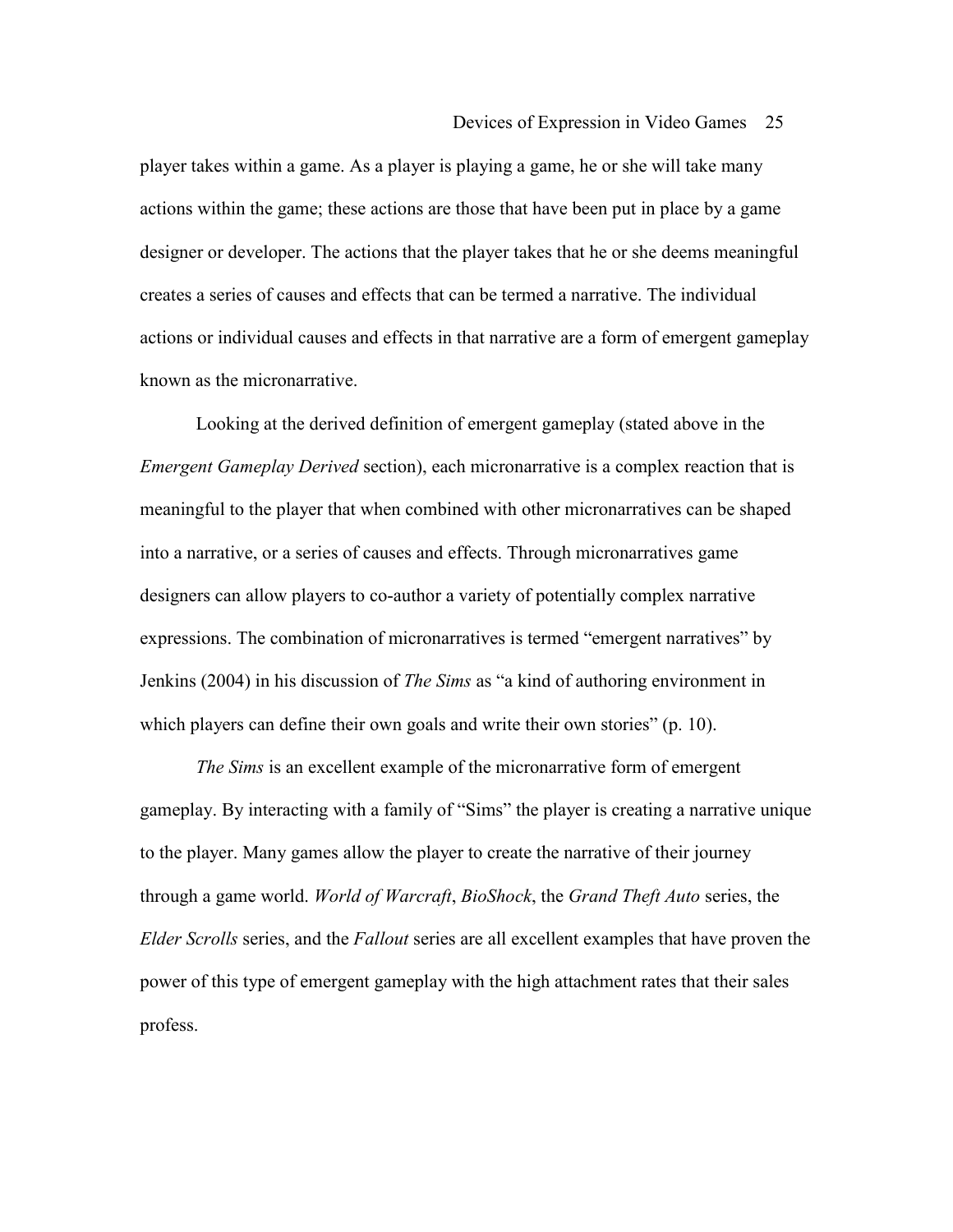player takes within a game. As a player is playing a game, he or she will take many actions within the game; these actions are those that have been put in place by a game designer or developer. The actions that the player takes that he or she deems meaningful creates a series of causes and effects that can be termed a narrative. The individual actions or individual causes and effects in that narrative are a form of emergent gameplay known as the micronarrative.

Looking at the derived definition of emergent gameplay (stated above in the *Emergent Gameplay Derived* section), each micronarrative is a complex reaction that is meaningful to the player that when combined with other micronarratives can be shaped into a narrative, or a series of causes and effects. Through micronarratives game designers can allow players to co-author a variety of potentially complex narrative expressions. The combination of micronarratives is termed "emergent narratives" by Jenkins (2004) in his discussion of *The Sims* as "a kind of authoring environment in which players can define their own goals and write their own stories" (p. 10).

*The Sims* is an excellent example of the micronarrative form of emergent gameplay. By interacting with a family of "Sims" the player is creating a narrative unique to the player. Many games allow the player to create the narrative of their journey through a game world. *World of Warcraft*, *BioShock*, the *Grand Theft Auto* series, the *Elder Scrolls* series, and the *Fallout* series are all excellent examples that have proven the power of this type of emergent gameplay with the high attachment rates that their sales profess.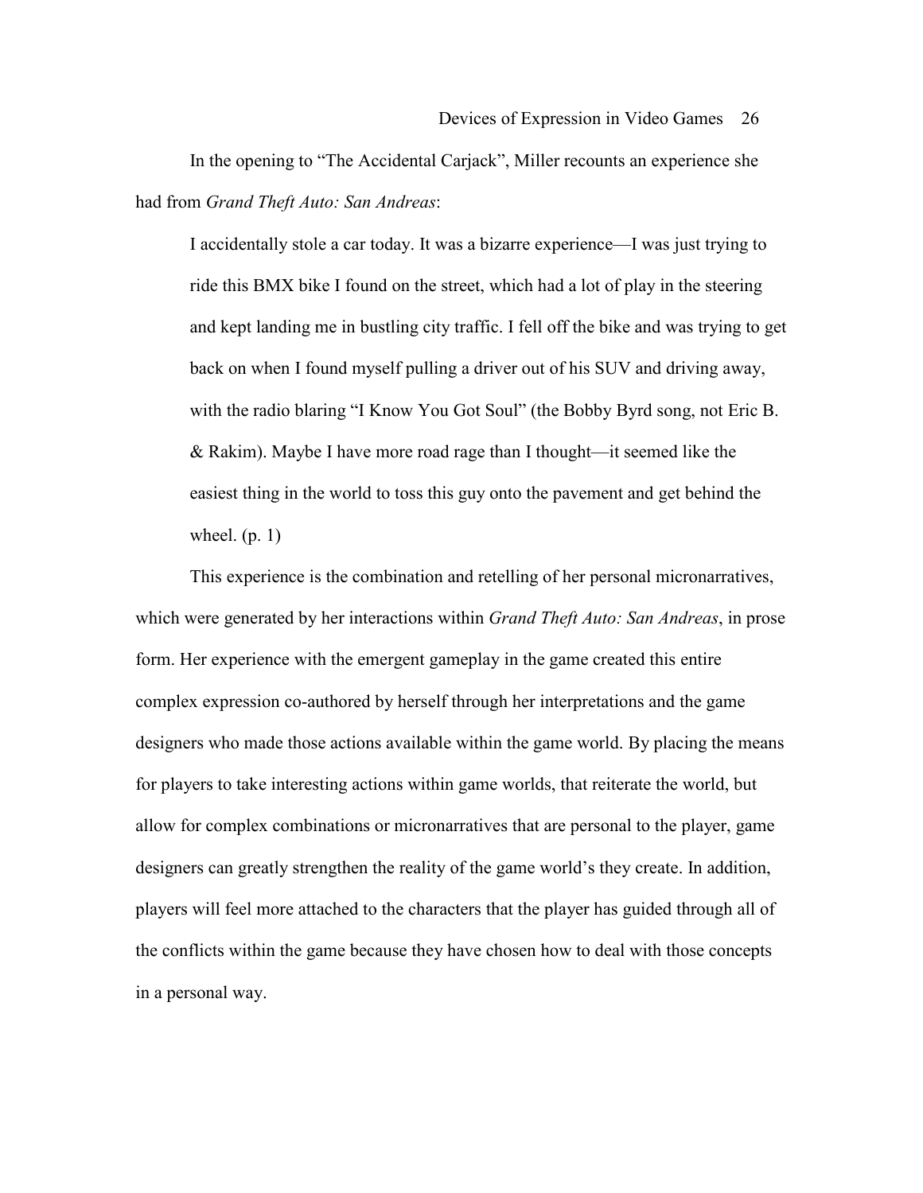In the opening to "The Accidental Carjack", Miller recounts an experience she had from *Grand Theft Auto: San Andreas*:

> I accidentally stole a car today. It was a bizarre experience—I was just trying to ride this BMX bike I found on the street, which had a lot of play in the steering and kept landing me in bustling city traffic. I fell off the bike and was trying to get back on when I found myself pulling a driver out of his SUV and driving away, with the radio blaring "I Know You Got Soul" (the Bobby Byrd song, not Eric B. & Rakim). Maybe I have more road rage than I thought—it seemed like the easiest thing in the world to toss this guy onto the pavement and get behind the wheel. (p. 1)

This experience is the combination and retelling of her personal micronarratives, which were generated by her interactions within *Grand Theft Auto: San Andreas*, in prose form. Her experience with the emergent gameplay in the game created this entire complex expression co-authored by herself through her interpretations and the game designers who made those actions available within the game world. By placing the means for players to take interesting actions within game worlds, that reiterate the world, but allow for complex combinations or micronarratives that are personal to the player, game designers can greatly strengthen the reality of the game world's they create. In addition, players will feel more attached to the characters that the player has guided through all of the conflicts within the game because they have chosen how to deal with those concepts in a personal way.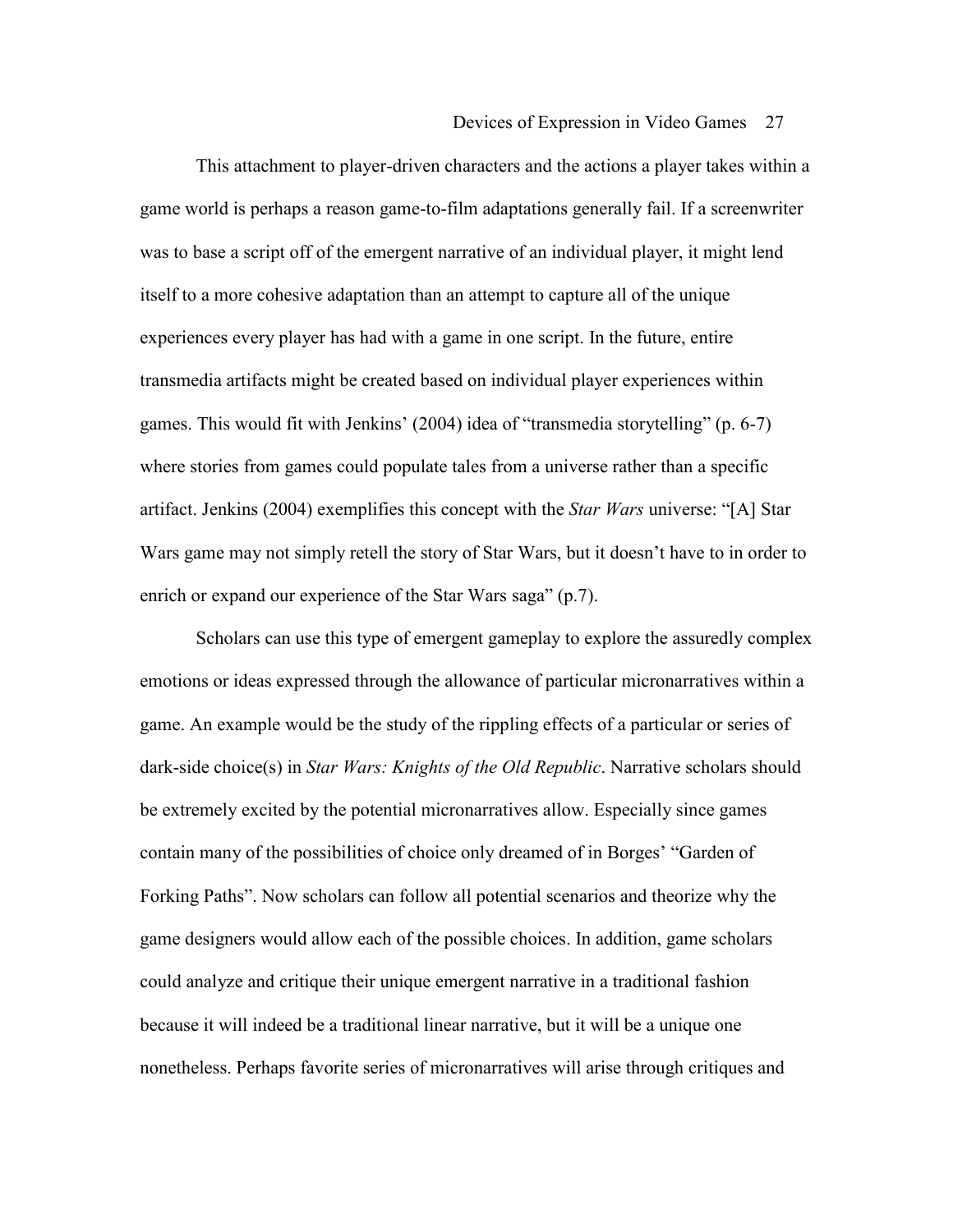This attachment to player-driven characters and the actions a player takes within a game world is perhaps a reason game-to-film adaptations generally fail. If a screenwriter was to base a script off of the emergent narrative of an individual player, it might lend itself to a more cohesive adaptation than an attempt to capture all of the unique experiences every player has had with a game in one script. In the future, entire transmedia artifacts might be created based on individual player experiences within games. This would fit with Jenkins' (2004) idea of "transmedia storytelling" (p. 6-7) where stories from games could populate tales from a universe rather than a specific artifact. Jenkins (2004) exemplifies this concept with the *Star Wars* universe: "[A] Star Wars game may not simply retell the story of Star Wars, but it doesn't have to in order to enrich or expand our experience of the Star Wars saga" (p.7).

Scholars can use this type of emergent gameplay to explore the assuredly complex emotions or ideas expressed through the allowance of particular micronarratives within a game. An example would be the study of the rippling effects of a particular or series of dark-side choice(s) in *Star Wars: Knights of the Old Republic*. Narrative scholars should be extremely excited by the potential micronarratives allow. Especially since games contain many of the possibilities of choice only dreamed of in Borges' "Garden of Forking Paths". Now scholars can follow all potential scenarios and theorize why the game designers would allow each of the possible choices. In addition, game scholars could analyze and critique their unique emergent narrative in a traditional fashion because it will indeed be a traditional linear narrative, but it will be a unique one nonetheless. Perhaps favorite series of micronarratives will arise through critiques and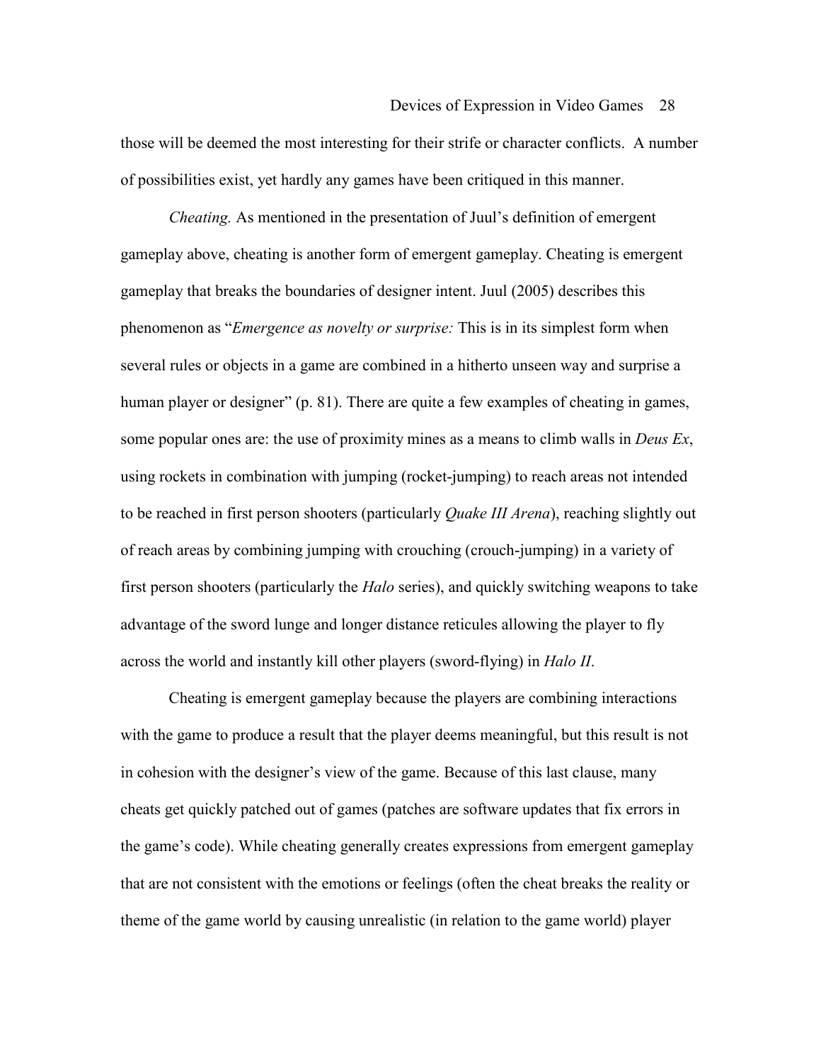those will be deemed the most interesting for their strife or character conflicts. A number of possibilities exist, yet hardly any games have been critiqued in this manner.

*Cheating.* As mentioned in the presentation of Juul's definition of emergent gameplay above, cheating is another form of emergent gameplay. Cheating is emergent gameplay that breaks the boundaries of designer intent. Juul (2005) describes this phenomenon as "*Emergence as novelty or surprise:* This is in its simplest form when several rules or objects in a game are combined in a hitherto unseen way and surprise a human player or designer" (p. 81). There are quite a few examples of cheating in games, some popular ones are: the use of proximity mines as a means to climb walls in *Deus Ex*, using rockets in combination with jumping (rocket-jumping) to reach areas not intended to be reached in first person shooters (particularly *Quake III Arena*), reaching slightly out of reach areas by combining jumping with crouching (crouch-jumping) in a variety of first person shooters (particularly the *Halo* series), and quickly switching weapons to take advantage of the sword lunge and longer distance reticules allowing the player to fly across the world and instantly kill other players (sword-flying) in *Halo II*.

Cheating is emergent gameplay because the players are combining interactions with the game to produce a result that the player deems meaningful, but this result is not in cohesion with the designer's view of the game. Because of this last clause, many cheats get quickly patched out of games (patches are software updates that fix errors in the game's code). While cheating generally creates expressions from emergent gameplay that are not consistent with the emotions or feelings (often the cheat breaks the reality or theme of the game world by causing unrealistic (in relation to the game world) player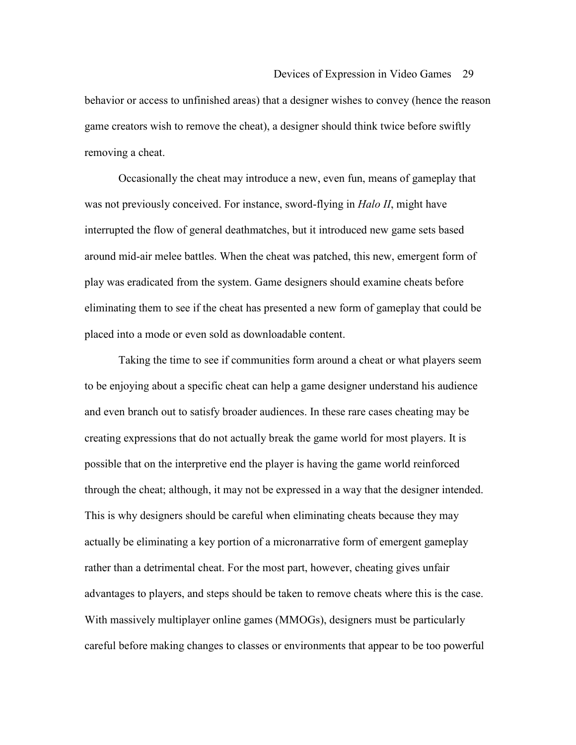behavior or access to unfinished areas) that a designer wishes to convey (hence the reason game creators wish to remove the cheat), a designer should think twice before swiftly removing a cheat.

Occasionally the cheat may introduce a new, even fun, means of gameplay that was not previously conceived. For instance, sword-flying in *Halo II*, might have interrupted the flow of general deathmatches, but it introduced new game sets based around mid-air melee battles. When the cheat was patched, this new, emergent form of play was eradicated from the system. Game designers should examine cheats before eliminating them to see if the cheat has presented a new form of gameplay that could be placed into a mode or even sold as downloadable content.

Taking the time to see if communities form around a cheat or what players seem to be enjoying about a specific cheat can help a game designer understand his audience and even branch out to satisfy broader audiences. In these rare cases cheating may be creating expressions that do not actually break the game world for most players. It is possible that on the interpretive end the player is having the game world reinforced through the cheat; although, it may not be expressed in a way that the designer intended. This is why designers should be careful when eliminating cheats because they may actually be eliminating a key portion of a micronarrative form of emergent gameplay rather than a detrimental cheat. For the most part, however, cheating gives unfair advantages to players, and steps should be taken to remove cheats where this is the case. With massively multiplayer online games (MMOGs), designers must be particularly careful before making changes to classes or environments that appear to be too powerful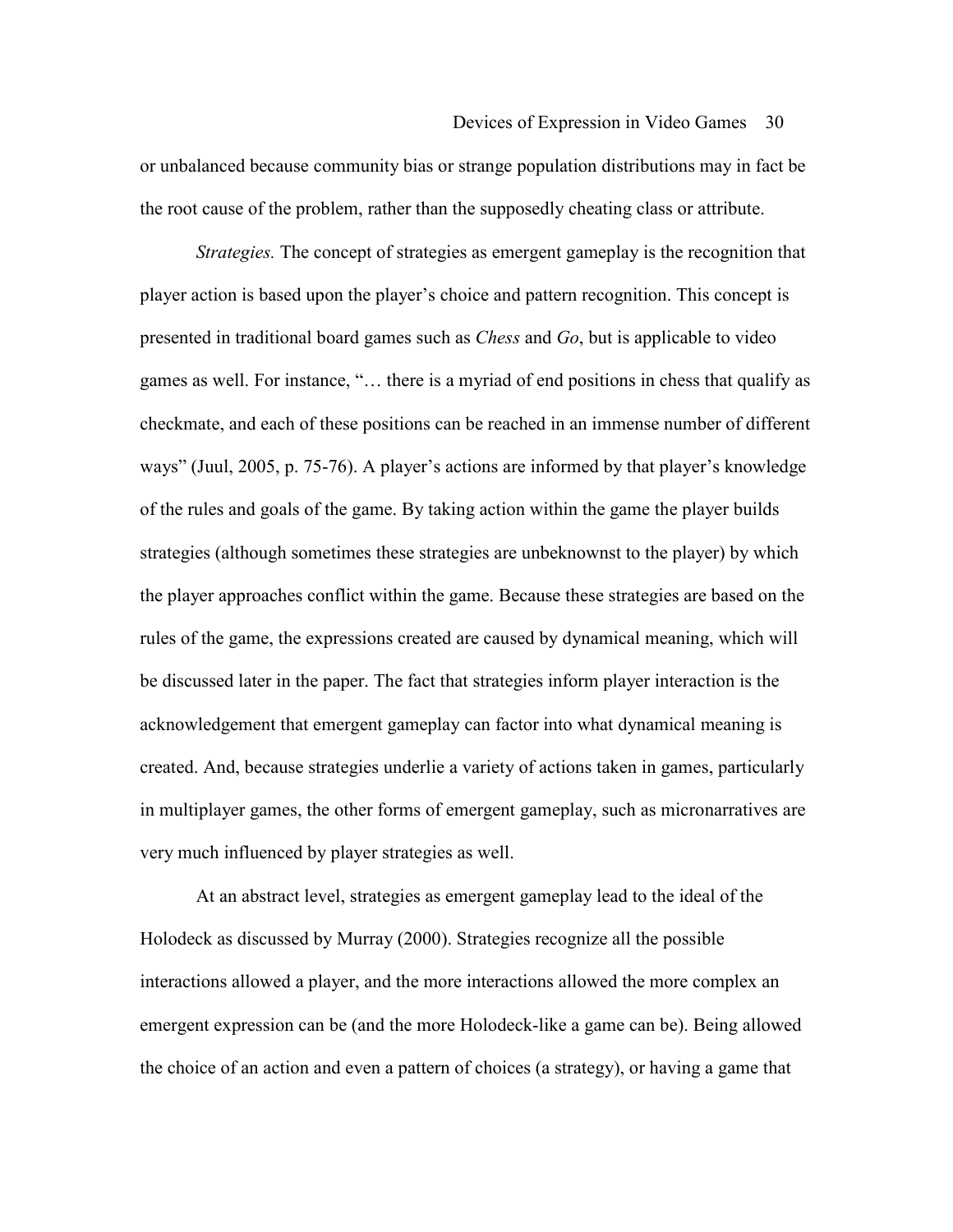or unbalanced because community bias or strange population distributions may in fact be the root cause of the problem, rather than the supposedly cheating class or attribute.

*Strategies.* The concept of strategies as emergent gameplay is the recognition that player action is based upon the player's choice and pattern recognition. This concept is presented in traditional board games such as *Chess* and *Go*, but is applicable to video games as well. For instance, "… there is a myriad of end positions in chess that qualify as checkmate, and each of these positions can be reached in an immense number of different ways" (Juul, 2005, p. 75-76). A player's actions are informed by that player's knowledge of the rules and goals of the game. By taking action within the game the player builds strategies (although sometimes these strategies are unbeknownst to the player) by which the player approaches conflict within the game. Because these strategies are based on the rules of the game, the expressions created are caused by dynamical meaning, which will be discussed later in the paper. The fact that strategies inform player interaction is the acknowledgement that emergent gameplay can factor into what dynamical meaning is created. And, because strategies underlie a variety of actions taken in games, particularly in multiplayer games, the other forms of emergent gameplay, such as micronarratives are very much influenced by player strategies as well.

At an abstract level, strategies as emergent gameplay lead to the ideal of the Holodeck as discussed by Murray (2000). Strategies recognize all the possible interactions allowed a player, and the more interactions allowed the more complex an emergent expression can be (and the more Holodeck-like a game can be). Being allowed the choice of an action and even a pattern of choices (a strategy), or having a game that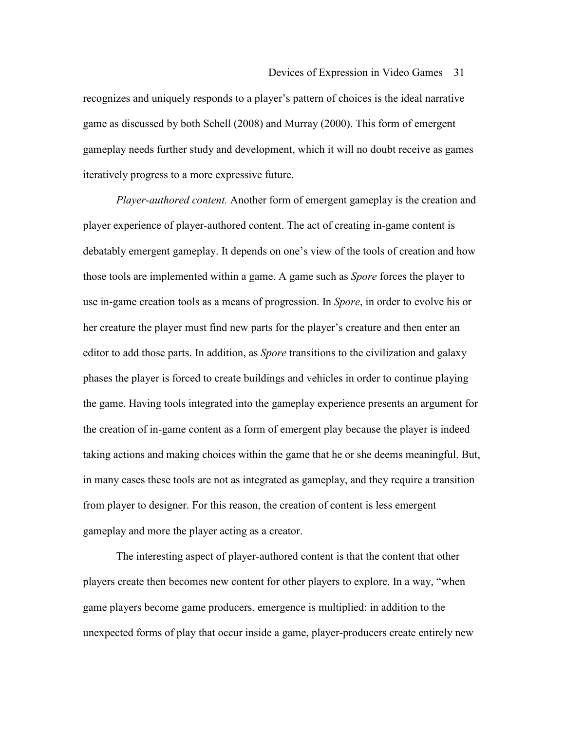recognizes and uniquely responds to a player's pattern of choices is the ideal narrative game as discussed by both Schell (2008) and Murray (2000). This form of emergent gameplay needs further study and development, which it will no doubt receive as games iteratively progress to a more expressive future.

*Player-authored content.* Another form of emergent gameplay is the creation and player experience of player-authored content. The act of creating in-game content is debatably emergent gameplay. It depends on one's view of the tools of creation and how those tools are implemented within a game. A game such as *Spore* forces the player to use in-game creation tools as a means of progression. In *Spore*, in order to evolve his or her creature the player must find new parts for the player's creature and then enter an editor to add those parts. In addition, as *Spore* transitions to the civilization and galaxy phases the player is forced to create buildings and vehicles in order to continue playing the game. Having tools integrated into the gameplay experience presents an argument for the creation of in-game content as a form of emergent play because the player is indeed taking actions and making choices within the game that he or she deems meaningful. But, in many cases these tools are not as integrated as gameplay, and they require a transition from player to designer. For this reason, the creation of content is less emergent gameplay and more the player acting as a creator.

The interesting aspect of player-authored content is that the content that other players create then becomes new content for other players to explore. In a way, "when game players become game producers, emergence is multiplied: in addition to the unexpected forms of play that occur inside a game, player-producers create entirely new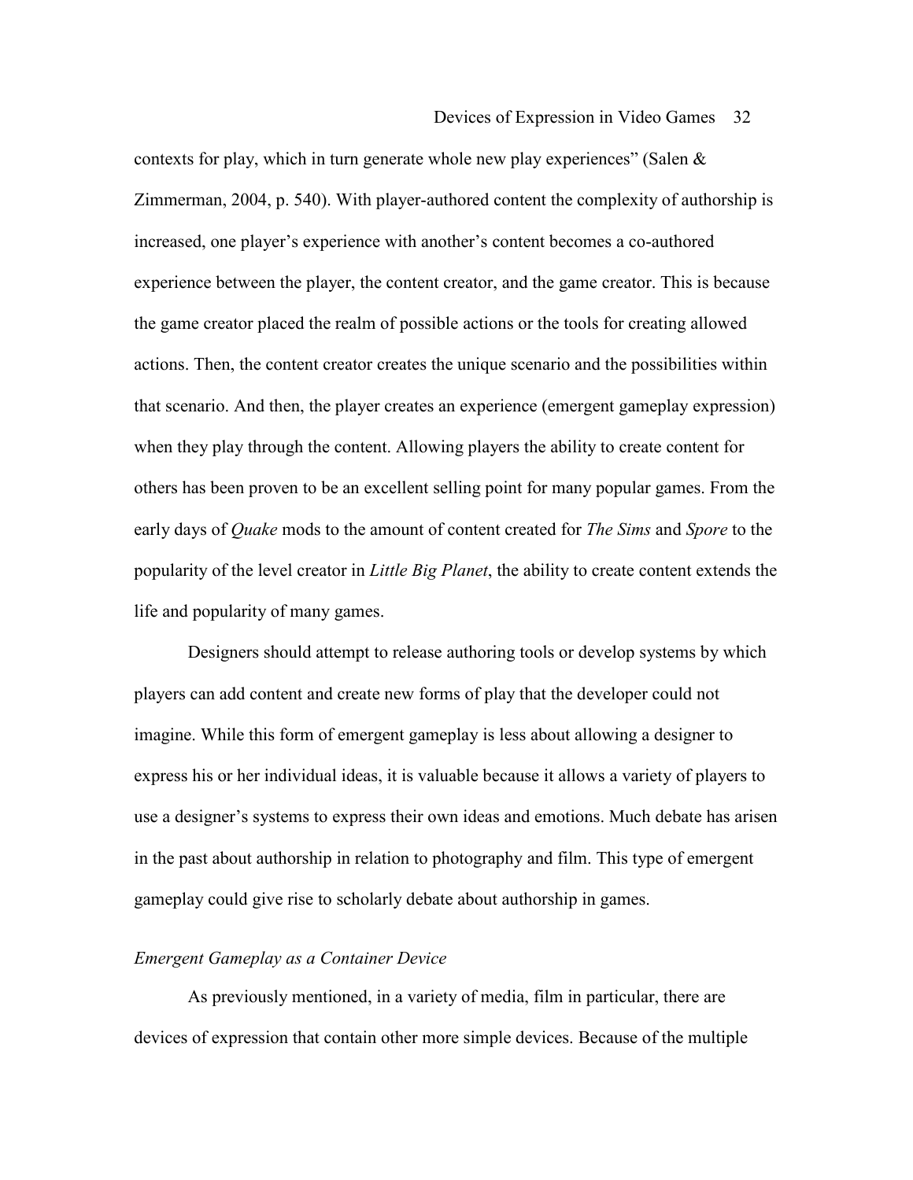contexts for play, which in turn generate whole new play experiences" (Salen & Zimmerman, 2004, p. 540). With player-authored content the complexity of authorship is increased, one player's experience with another's content becomes a co-authored experience between the player, the content creator, and the game creator. This is because the game creator placed the realm of possible actions or the tools for creating allowed actions. Then, the content creator creates the unique scenario and the possibilities within that scenario. And then, the player creates an experience (emergent gameplay expression) when they play through the content. Allowing players the ability to create content for others has been proven to be an excellent selling point for many popular games. From the early days of *Quake* mods to the amount of content created for *The Sims* and *Spore* to the popularity of the level creator in *Little Big Planet*, the ability to create content extends the life and popularity of many games.

Designers should attempt to release authoring tools or develop systems by which players can add content and create new forms of play that the developer could not imagine. While this form of emergent gameplay is less about allowing a designer to express his or her individual ideas, it is valuable because it allows a variety of players to use a designer's systems to express their own ideas and emotions. Much debate has arisen in the past about authorship in relation to photography and film. This type of emergent gameplay could give rise to scholarly debate about authorship in games.

### *Emergent Gameplay as a Container Device*

As previously mentioned, in a variety of media, film in particular, there are devices of expression that contain other more simple devices. Because of the multiple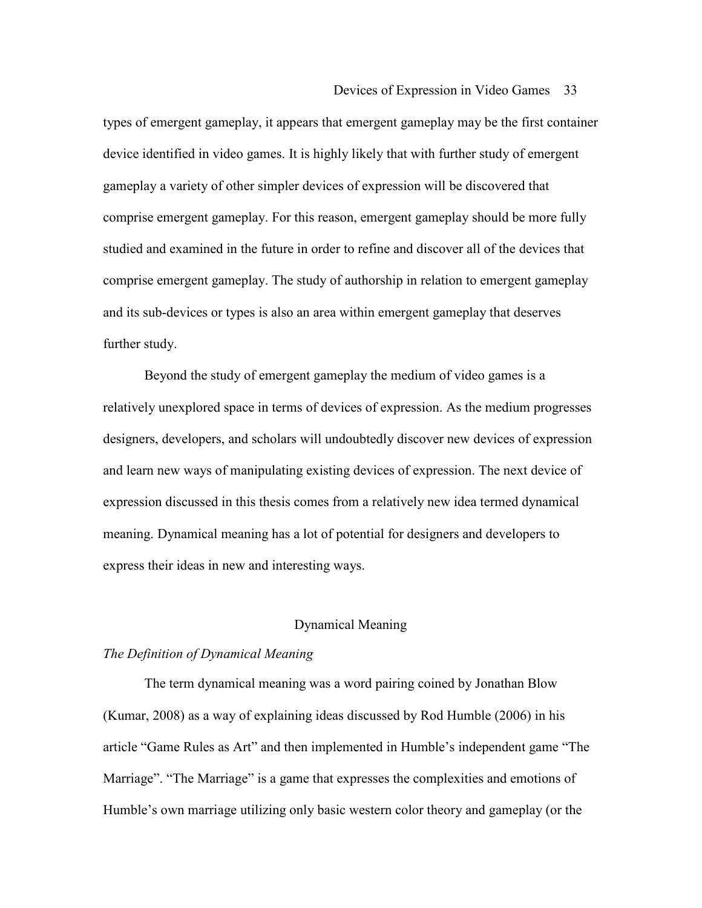types of emergent gameplay, it appears that emergent gameplay may be the first container device identified in video games. It is highly likely that with further study of emergent gameplay a variety of other simpler devices of expression will be discovered that comprise emergent gameplay. For this reason, emergent gameplay should be more fully studied and examined in the future in order to refine and discover all of the devices that comprise emergent gameplay. The study of authorship in relation to emergent gameplay and its sub-devices or types is also an area within emergent gameplay that deserves further study.

Beyond the study of emergent gameplay the medium of video games is a relatively unexplored space in terms of devices of expression. As the medium progresses designers, developers, and scholars will undoubtedly discover new devices of expression and learn new ways of manipulating existing devices of expression. The next device of expression discussed in this thesis comes from a relatively new idea termed dynamical meaning. Dynamical meaning has a lot of potential for designers and developers to express their ideas in new and interesting ways.

## Dynamical Meaning

### *The Definition of Dynamical Meaning*

The term dynamical meaning was a word pairing coined by Jonathan Blow (Kumar, 2008) as a way of explaining ideas discussed by Rod Humble (2006) in his article "Game Rules as Art" and then implemented in Humble's independent game "The Marriage". "The Marriage" is a game that expresses the complexities and emotions of Humble's own marriage utilizing only basic western color theory and gameplay (or the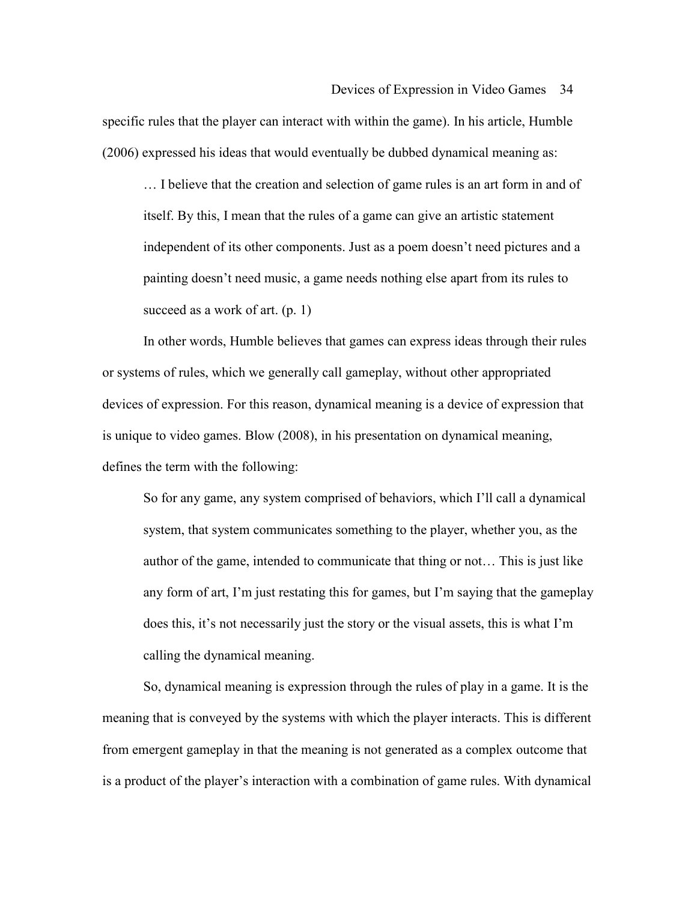specific rules that the player can interact with within the game). In his article, Humble (2006) expressed his ideas that would eventually be dubbed dynamical meaning as:

> … I believe that the creation and selection of game rules is an art form in and of itself. By this, I mean that the rules of a game can give an artistic statement independent of its other components. Just as a poem doesn't need pictures and a painting doesn't need music, a game needs nothing else apart from its rules to succeed as a work of art. (p. 1)

In other words, Humble believes that games can express ideas through their rules or systems of rules, which we generally call gameplay, without other appropriated devices of expression. For this reason, dynamical meaning is a device of expression that is unique to video games. Blow (2008), in his presentation on dynamical meaning, defines the term with the following:

> So for any game, any system comprised of behaviors, which I'll call a dynamical system, that system communicates something to the player, whether you, as the author of the game, intended to communicate that thing or not… This is just like any form of art, I'm just restating this for games, but I'm saying that the gameplay does this, it's not necessarily just the story or the visual assets, this is what I'm calling the dynamical meaning.

So, dynamical meaning is expression through the rules of play in a game. It is the meaning that is conveyed by the systems with which the player interacts. This is different from emergent gameplay in that the meaning is not generated as a complex outcome that is a product of the player's interaction with a combination of game rules. With dynamical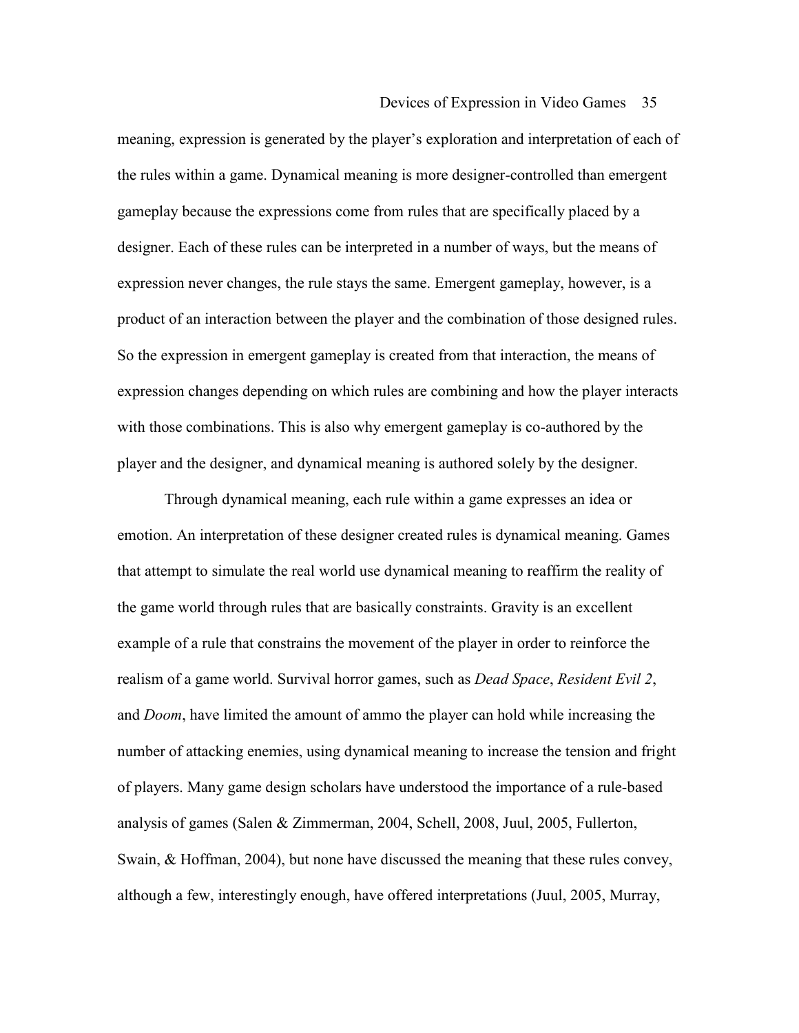meaning, expression is generated by the player's exploration and interpretation of each of the rules within a game. Dynamical meaning is more designer-controlled than emergent gameplay because the expressions come from rules that are specifically placed by a designer. Each of these rules can be interpreted in a number of ways, but the means of expression never changes, the rule stays the same. Emergent gameplay, however, is a product of an interaction between the player and the combination of those designed rules. So the expression in emergent gameplay is created from that interaction, the means of expression changes depending on which rules are combining and how the player interacts with those combinations. This is also why emergent gameplay is co-authored by the player and the designer, and dynamical meaning is authored solely by the designer.

Through dynamical meaning, each rule within a game expresses an idea or emotion. An interpretation of these designer created rules is dynamical meaning. Games that attempt to simulate the real world use dynamical meaning to reaffirm the reality of the game world through rules that are basically constraints. Gravity is an excellent example of a rule that constrains the movement of the player in order to reinforce the realism of a game world. Survival horror games, such as *Dead Space*, *Resident Evil 2*, and *Doom*, have limited the amount of ammo the player can hold while increasing the number of attacking enemies, using dynamical meaning to increase the tension and fright of players. Many game design scholars have understood the importance of a rule-based analysis of games (Salen & Zimmerman, 2004, Schell, 2008, Juul, 2005, Fullerton, Swain, & Hoffman, 2004), but none have discussed the meaning that these rules convey, although a few, interestingly enough, have offered interpretations (Juul, 2005, Murray,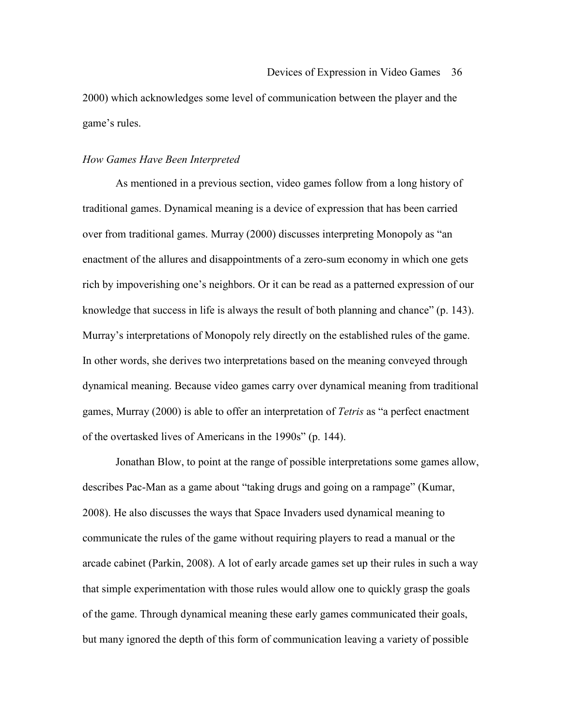2000) which acknowledges some level of communication between the player and the game's rules.

*How Games Have Been Interpreted*

As mentioned in a previous section, video games follow from a long history of traditional games. Dynamical meaning is a device of expression that has been carried over from traditional games. Murray (2000) discusses interpreting Monopoly as "an enactment of the allures and disappointments of a zero-sum economy in which one gets rich by impoverishing one's neighbors. Or it can be read as a patterned expression of our knowledge that success in life is always the result of both planning and chance" (p. 143). Murray's interpretations of Monopoly rely directly on the established rules of the game. In other words, she derives two interpretations based on the meaning conveyed through dynamical meaning. Because video games carry over dynamical meaning from traditional games, Murray (2000) is able to offer an interpretation of *Tetris* as "a perfect enactment of the overtasked lives of Americans in the 1990s" (p. 144).

Jonathan Blow, to point at the range of possible interpretations some games allow, describes Pac-Man as a game about "taking drugs and going on a rampage" (Kumar, 2008). He also discusses the ways that Space Invaders used dynamical meaning to communicate the rules of the game without requiring players to read a manual or the arcade cabinet (Parkin, 2008). A lot of early arcade games set up their rules in such a way that simple experimentation with those rules would allow one to quickly grasp the goals of the game. Through dynamical meaning these early games communicated their goals, but many ignored the depth of this form of communication leaving a variety of possible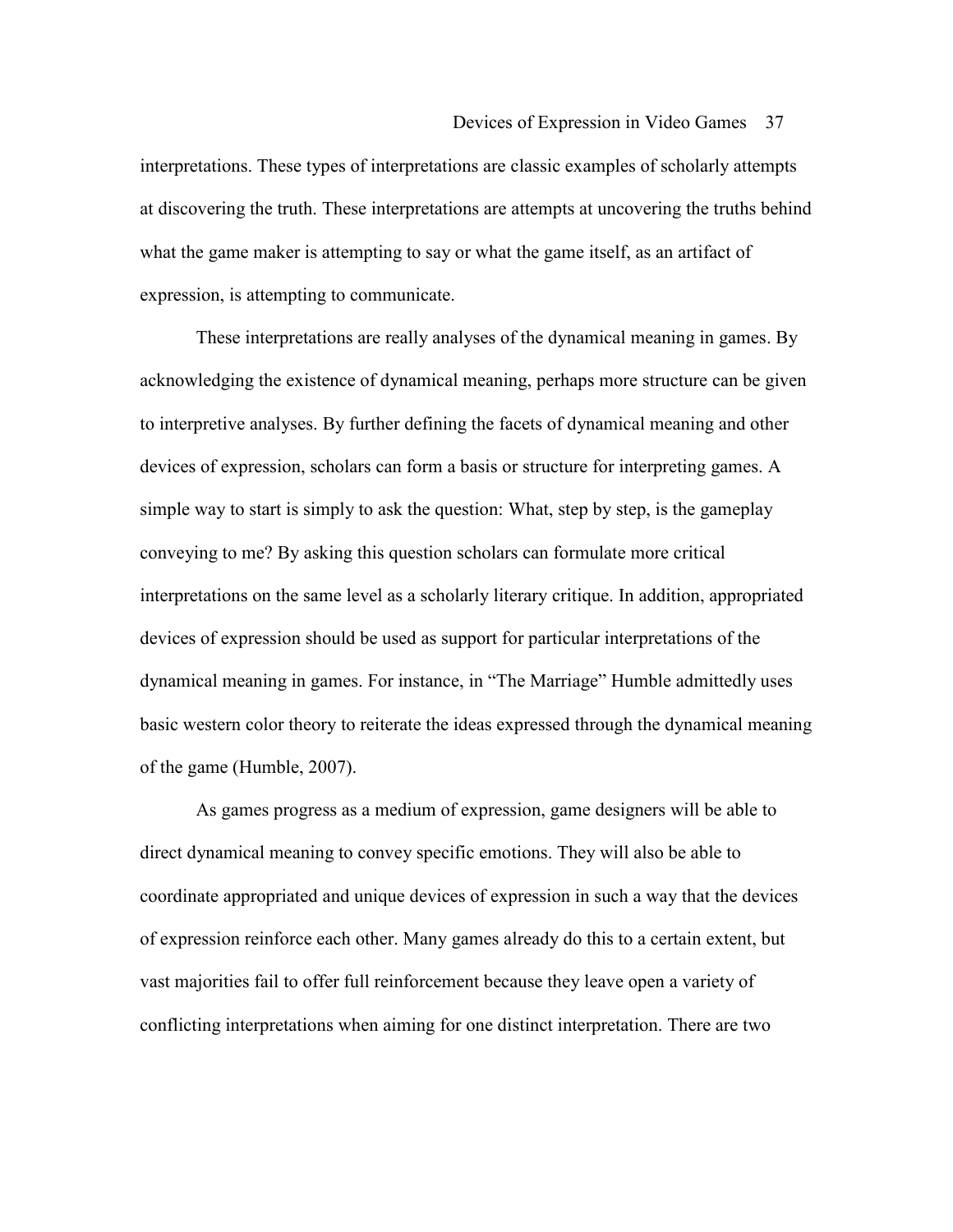interpretations. These types of interpretations are classic examples of scholarly attempts at discovering the truth. These interpretations are attempts at uncovering the truths behind what the game maker is attempting to say or what the game itself, as an artifact of expression, is attempting to communicate.

These interpretations are really analyses of the dynamical meaning in games. By acknowledging the existence of dynamical meaning, perhaps more structure can be given to interpretive analyses. By further defining the facets of dynamical meaning and other devices of expression, scholars can form a basis or structure for interpreting games. A simple way to start is simply to ask the question: What, step by step, is the gameplay conveying to me? By asking this question scholars can formulate more critical interpretations on the same level as a scholarly literary critique. In addition, appropriated devices of expression should be used as support for particular interpretations of the dynamical meaning in games. For instance, in "The Marriage" Humble admittedly uses basic western color theory to reiterate the ideas expressed through the dynamical meaning of the game (Humble, 2007).

As games progress as a medium of expression, game designers will be able to direct dynamical meaning to convey specific emotions. They will also be able to coordinate appropriated and unique devices of expression in such a way that the devices of expression reinforce each other. Many games already do this to a certain extent, but vast majorities fail to offer full reinforcement because they leave open a variety of conflicting interpretations when aiming for one distinct interpretation. There are two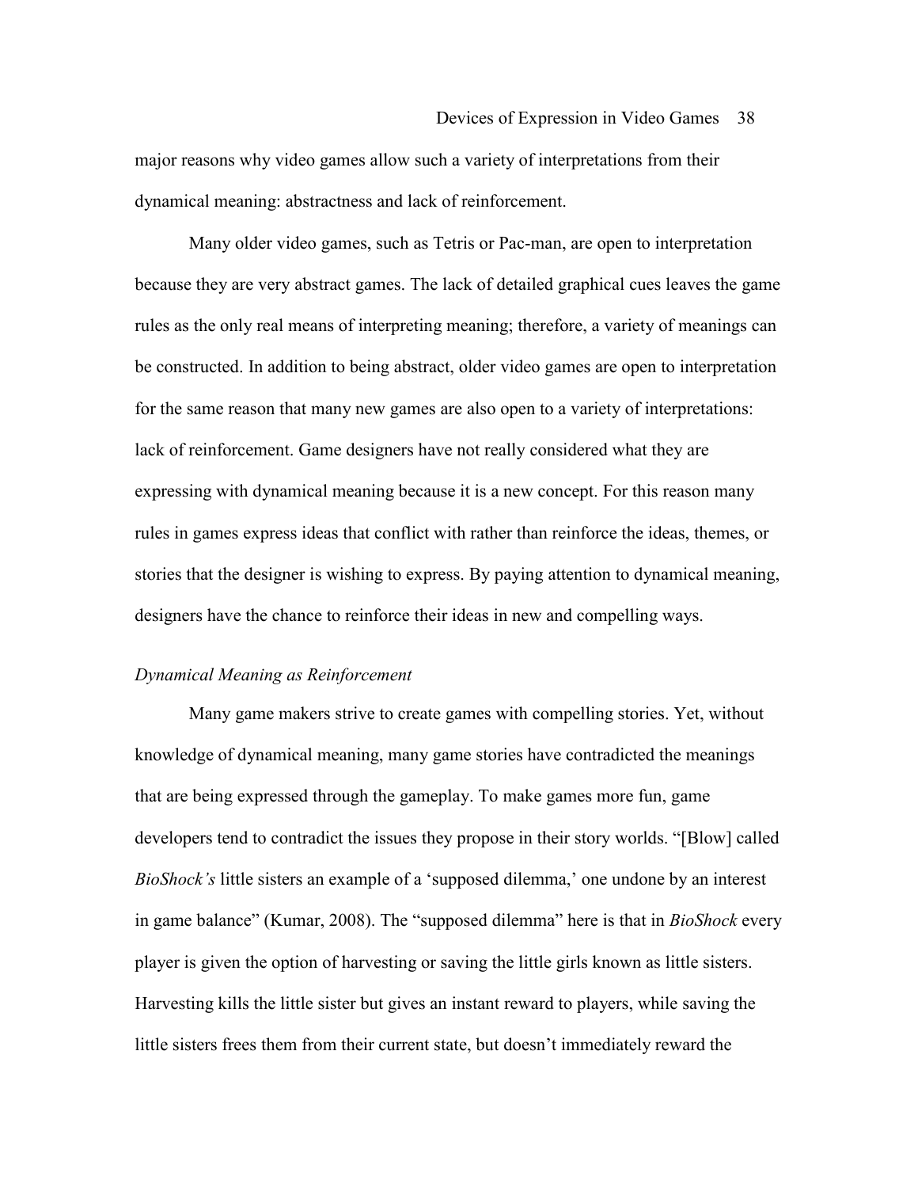major reasons why video games allow such a variety of interpretations from their dynamical meaning: abstractness and lack of reinforcement.

Many older video games, such as Tetris or Pac-man, are open to interpretation because they are very abstract games. The lack of detailed graphical cues leaves the game rules as the only real means of interpreting meaning; therefore, a variety of meanings can be constructed. In addition to being abstract, older video games are open to interpretation for the same reason that many new games are also open to a variety of interpretations: lack of reinforcement. Game designers have not really considered what they are expressing with dynamical meaning because it is a new concept. For this reason many rules in games express ideas that conflict with rather than reinforce the ideas, themes, or stories that the designer is wishing to express. By paying attention to dynamical meaning, designers have the chance to reinforce their ideas in new and compelling ways.

### *Dynamical Meaning as Reinforcement*

Many game makers strive to create games with compelling stories. Yet, without knowledge of dynamical meaning, many game stories have contradicted the meanings that are being expressed through the gameplay. To make games more fun, game developers tend to contradict the issues they propose in their story worlds. "[Blow] called *BioShock's* little sisters an example of a 'supposed dilemma,' one undone by an interest in game balance" (Kumar, 2008). The "supposed dilemma" here is that in *BioShock* every player is given the option of harvesting or saving the little girls known as little sisters. Harvesting kills the little sister but gives an instant reward to players, while saving the little sisters frees them from their current state, but doesn't immediately reward the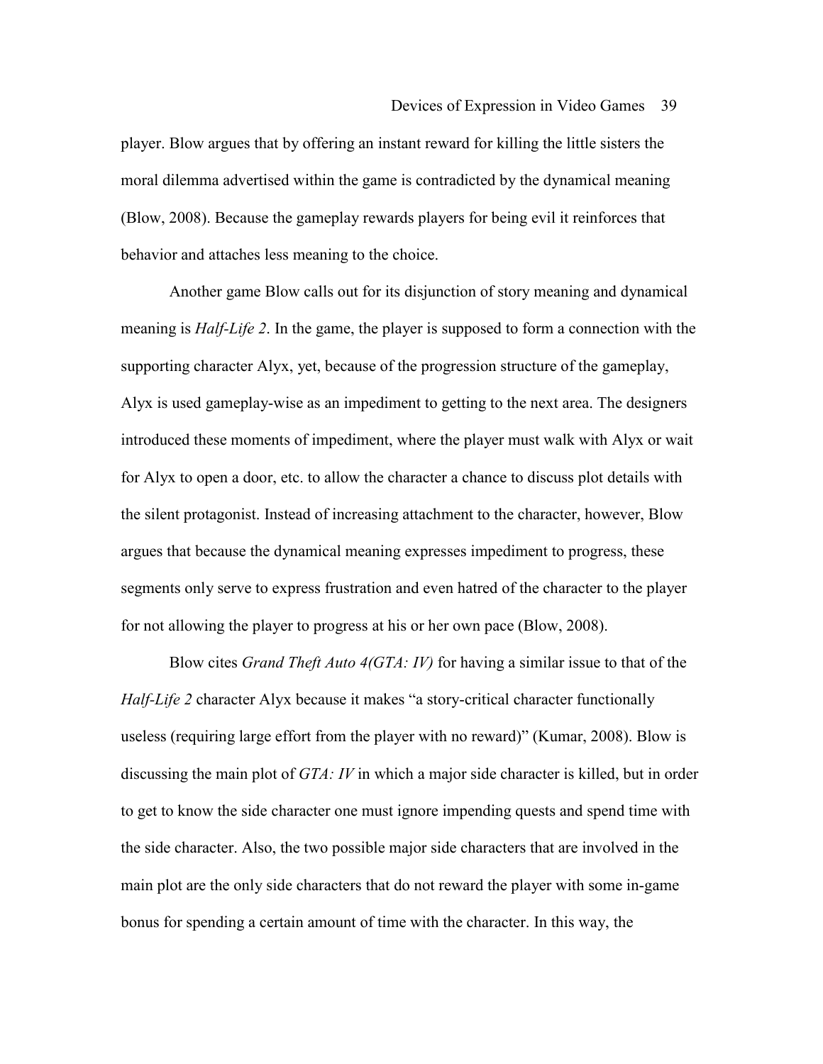player. Blow argues that by offering an instant reward for killing the little sisters the moral dilemma advertised within the game is contradicted by the dynamical meaning (Blow, 2008). Because the gameplay rewards players for being evil it reinforces that behavior and attaches less meaning to the choice.

Another game Blow calls out for its disjunction of story meaning and dynamical meaning is *Half-Life 2*. In the game, the player is supposed to form a connection with the supporting character Alyx, yet, because of the progression structure of the gameplay, Alyx is used gameplay-wise as an impediment to getting to the next area. The designers introduced these moments of impediment, where the player must walk with Alyx or wait for Alyx to open a door, etc. to allow the character a chance to discuss plot details with the silent protagonist. Instead of increasing attachment to the character, however, Blow argues that because the dynamical meaning expresses impediment to progress, these segments only serve to express frustration and even hatred of the character to the player for not allowing the player to progress at his or her own pace (Blow, 2008).

Blow cites *Grand Theft Auto 4(GTA: IV)* for having a similar issue to that of the *Half-Life 2* character Alyx because it makes "a story-critical character functionally useless (requiring large effort from the player with no reward)" (Kumar, 2008). Blow is discussing the main plot of *GTA: IV* in which a major side character is killed, but in order to get to know the side character one must ignore impending quests and spend time with the side character. Also, the two possible major side characters that are involved in the main plot are the only side characters that do not reward the player with some in-game bonus for spending a certain amount of time with the character. In this way, the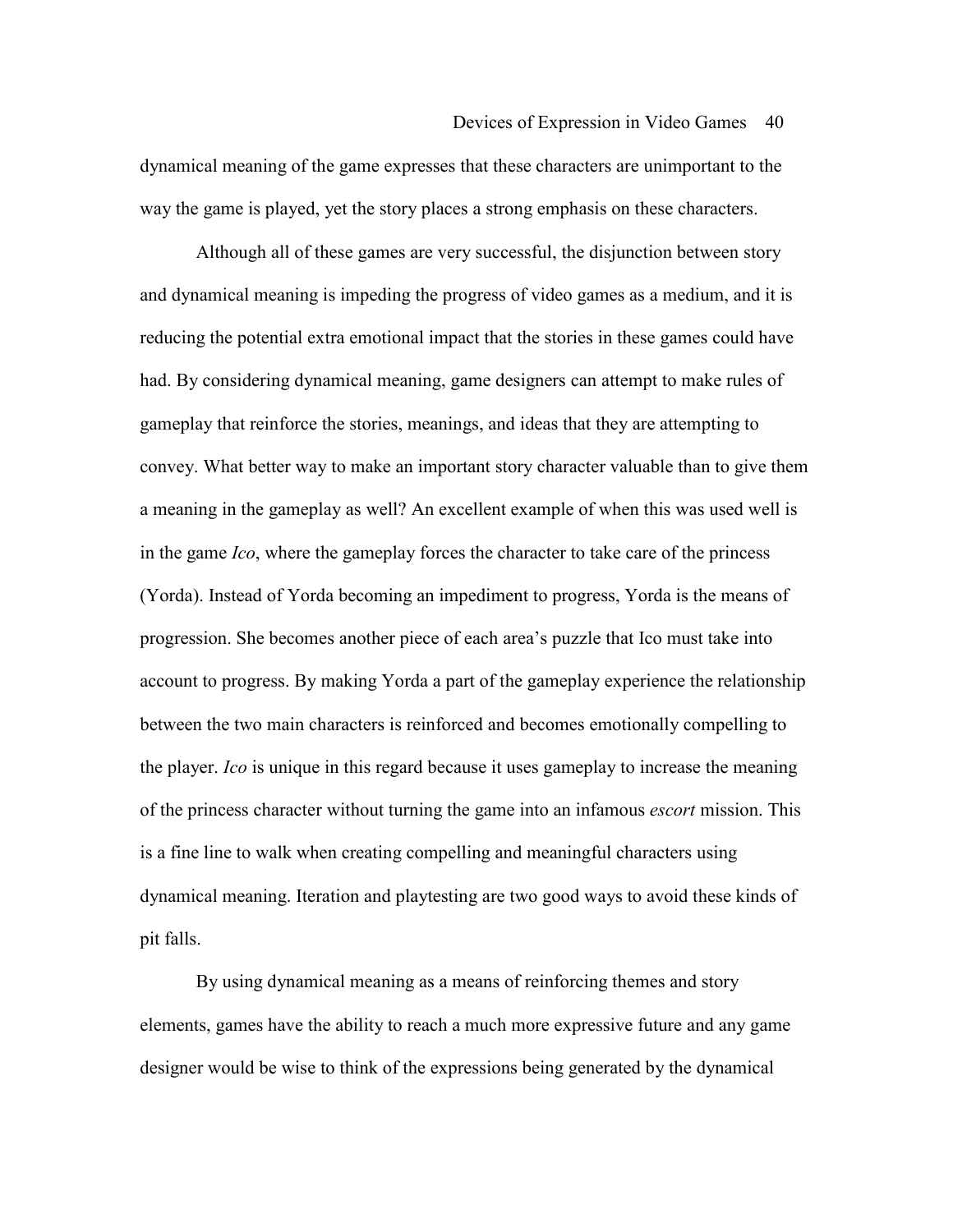dynamical meaning of the game expresses that these characters are unimportant to the way the game is played, yet the story places a strong emphasis on these characters.

Although all of these games are very successful, the disjunction between story and dynamical meaning is impeding the progress of video games as a medium, and it is reducing the potential extra emotional impact that the stories in these games could have had. By considering dynamical meaning, game designers can attempt to make rules of gameplay that reinforce the stories, meanings, and ideas that they are attempting to convey. What better way to make an important story character valuable than to give them a meaning in the gameplay as well? An excellent example of when this was used well is in the game *Ico*, where the gameplay forces the character to take care of the princess (Yorda). Instead of Yorda becoming an impediment to progress, Yorda is the means of progression. She becomes another piece of each area's puzzle that Ico must take into account to progress. By making Yorda a part of the gameplay experience the relationship between the two main characters is reinforced and becomes emotionally compelling to the player. *Ico* is unique in this regard because it uses gameplay to increase the meaning of the princess character without turning the game into an infamous *escort* mission. This is a fine line to walk when creating compelling and meaningful characters using dynamical meaning. Iteration and playtesting are two good ways to avoid these kinds of pit falls.

By using dynamical meaning as a means of reinforcing themes and story elements, games have the ability to reach a much more expressive future and any game designer would be wise to think of the expressions being generated by the dynamical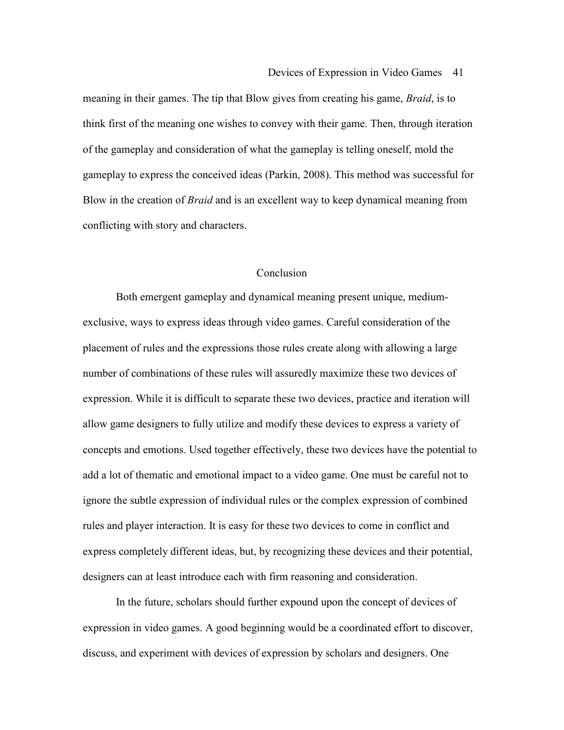meaning in their games. The tip that Blow gives from creating his game, *Braid*, is to think first of the meaning one wishes to convey with their game. Then, through iteration of the gameplay and consideration of what the gameplay is telling oneself, mold the gameplay to express the conceived ideas (Parkin, 2008). This method was successful for Blow in the creation of *Braid* and is an excellent way to keep dynamical meaning from conflicting with story and characters.

## Conclusion

Both emergent gameplay and dynamical meaning present unique, medium-exclusive, ways to express ideas through video games. Careful consideration of the placement of rules and the expressions those rules create along with allowing a large number of combinations of these rules will assuredly maximize these two devices of expression. While it is difficult to separate these two devices, practice and iteration will allow game designers to fully utilize and modify these devices to express a variety of concepts and emotions. Used together effectively, these two devices have the potential to add a lot of thematic and emotional impact to a video game. One must be careful not to ignore the subtle expression of individual rules or the complex expression of combined rules and player interaction. It is easy for these two devices to come in conflict and express completely different ideas, but, by recognizing these devices and their potential, designers can at least introduce each with firm reasoning and consideration.

In the future, scholars should further expound upon the concept of devices of expression in video games. A good beginning would be a coordinated effort to discover, discuss, and experiment with devices of expression by scholars and designers. One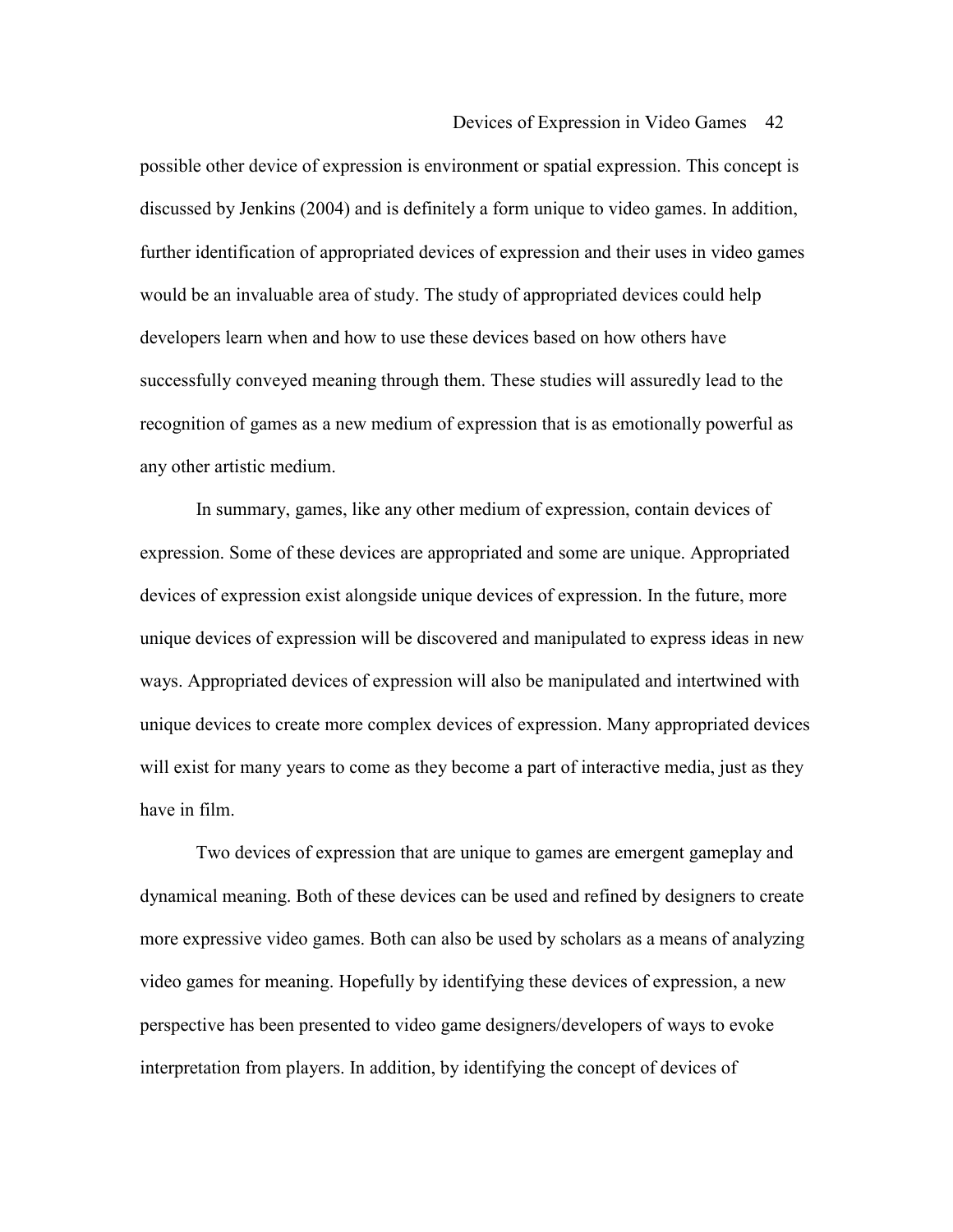possible other device of expression is environment or spatial expression. This concept is discussed by Jenkins (2004) and is definitely a form unique to video games. In addition, further identification of appropriated devices of expression and their uses in video games would be an invaluable area of study. The study of appropriated devices could help developers learn when and how to use these devices based on how others have successfully conveyed meaning through them. These studies will assuredly lead to the recognition of games as a new medium of expression that is as emotionally powerful as any other artistic medium.

In summary, games, like any other medium of expression, contain devices of expression. Some of these devices are appropriated and some are unique. Appropriated devices of expression exist alongside unique devices of expression. In the future, more unique devices of expression will be discovered and manipulated to express ideas in new ways. Appropriated devices of expression will also be manipulated and intertwined with unique devices to create more complex devices of expression. Many appropriated devices will exist for many years to come as they become a part of interactive media, just as they have in film.

Two devices of expression that are unique to games are emergent gameplay and dynamical meaning. Both of these devices can be used and refined by designers to create more expressive video games. Both can also be used by scholars as a means of analyzing video games for meaning. Hopefully by identifying these devices of expression, a new perspective has been presented to video game designers/developers of ways to evoke interpretation from players. In addition, by identifying the concept of devices of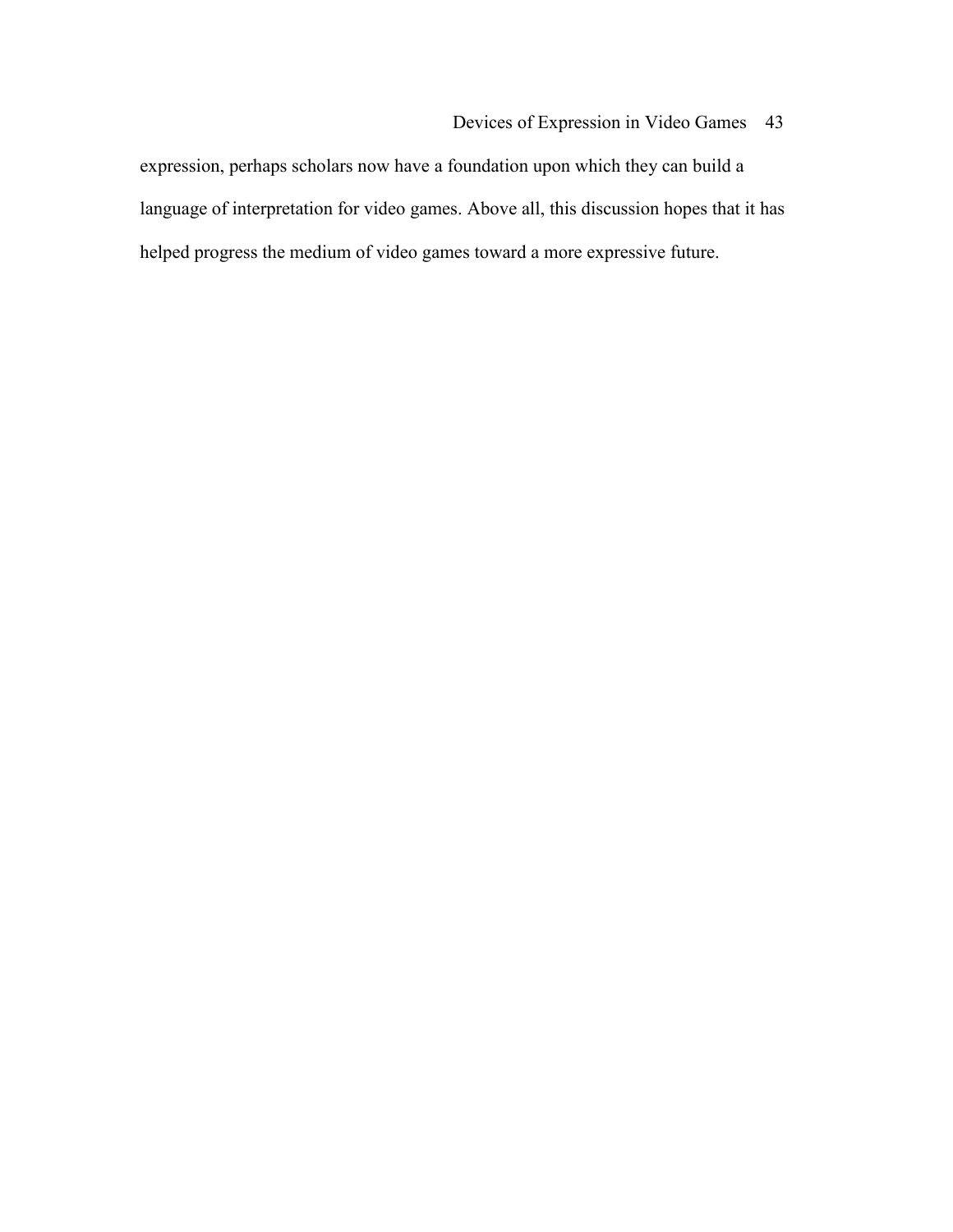expression, perhaps scholars now have a foundation upon which they can build a language of interpretation for video games. Above all, this discussion hopes that it has helped progress the medium of video games toward a more expressive future.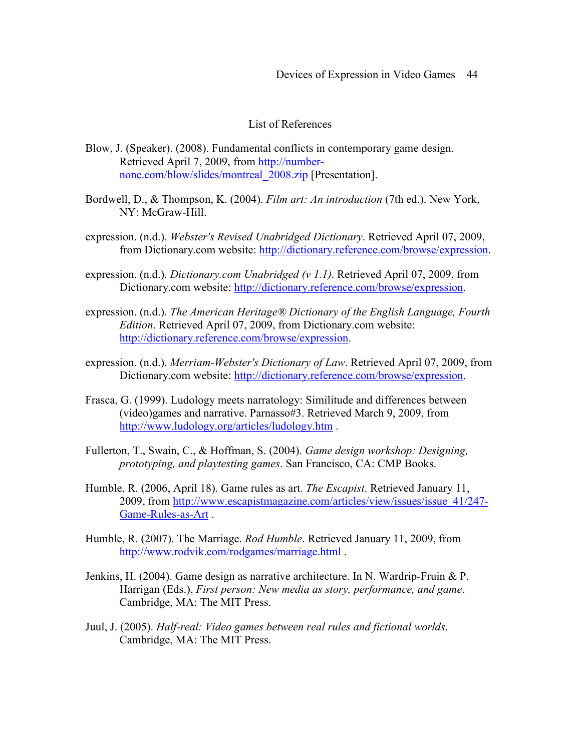## List of References

Blow, J. (Speaker). (2008). Fundamental conflicts in contemporary game design. Retrieved April 7, 2009, from http://number-none.com/blow/slides/montreal_2008.zip [Presentation].

Bordwell, D., & Thompson, K. (2004). *Film art: An introduction* (7th ed.). New York, NY: McGraw-Hill.

expression. (n.d.). *Webster's Revised Unabridged Dictionary*. Retrieved April 07, 2009, from Dictionary.com website: http://dictionary.reference.com/browse/expression.

expression. (n.d.). *Dictionary.com Unabridged (v 1.1)*. Retrieved April 07, 2009, from Dictionary.com website: http://dictionary.reference.com/browse/expression.

expression. (n.d.). *The American Heritage® Dictionary of the English Language, Fourth Edition*. Retrieved April 07, 2009, from Dictionary.com website: http://dictionary.reference.com/browse/expression.

expression. (n.d.). *Merriam-Webster's Dictionary of Law*. Retrieved April 07, 2009, from Dictionary.com website: http://dictionary.reference.com/browse/expression.

Frasca, G. (1999). Ludology meets narratology: Similitude and differences between (video)games and narrative. Parnasso#3. Retrieved March 9, 2009, from http://www.ludology.org/articles/ludology.htm .

Fullerton, T., Swain, C., & Hoffman, S. (2004). *Game design workshop: Designing, prototyping, and playtesting games*. San Francisco, CA: CMP Books.

Humble, R. (2006, April 18). Game rules as art. *The Escapist*. Retrieved January 11, 2009, from http://www.escapistmagazine.com/articles/view/issues/issue_41/247-Game-Rules-as-Art .

Humble, R. (2007). The Marriage. *Rod Humble*. Retrieved January 11, 2009, from http://www.rodvik.com/rodgames/marriage.html .

Jenkins, H. (2004). Game design as narrative architecture. In N. Wardrip-Fruin & P. Harrigan (Eds.), *First person: New media as story, performance, and game*. Cambridge, MA: The MIT Press.

Juul, J. (2005). *Half-real: Video games between real rules and fictional worlds*. Cambridge, MA: The MIT Press.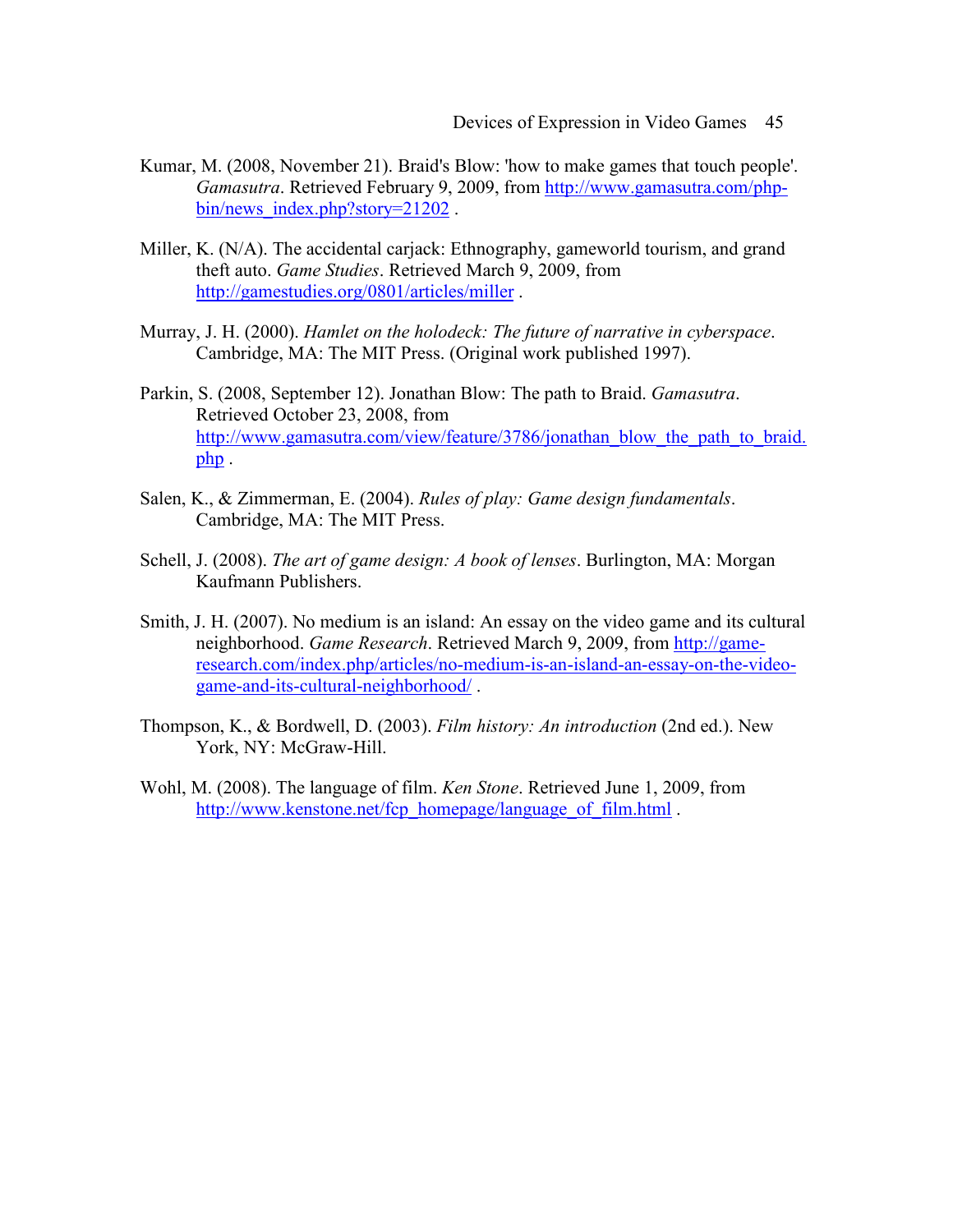Kumar, M. (2008, November 21). Braid's Blow: 'how to make games that touch people'. *Gamasutra*. Retrieved February 9, 2009, from http://www.gamasutra.com/php-bin/news_index.php?story=21202 .

Miller, K. (N/A). The accidental carjack: Ethnography, gameworld tourism, and grand theft auto. *Game Studies*. Retrieved March 9, 2009, from http://gamestudies.org/0801/articles/miller .

Murray, J. H. (2000). *Hamlet on the holodeck: The future of narrative in cyberspace*. Cambridge, MA: The MIT Press. (Original work published 1997).

Parkin, S. (2008, September 12). Jonathan Blow: The path to Braid. *Gamasutra*. Retrieved October 23, 2008, from http://www.gamasutra.com/view/feature/3786/jonathan_blow_the_path_to_braid.php .

Salen, K., & Zimmerman, E. (2004). *Rules of play: Game design fundamentals*. Cambridge, MA: The MIT Press.

Schell, J. (2008). *The art of game design: A book of lenses*. Burlington, MA: Morgan Kaufmann Publishers.

Smith, J. H. (2007). No medium is an island: An essay on the video game and its cultural neighborhood. *Game Research*. Retrieved March 9, 2009, from http://game-research.com/index.php/articles/no-medium-is-an-island-an-essay-on-the-video-game-and-its-cultural-neighborhood/ .

Thompson, K., & Bordwell, D. (2003). *Film history: An introduction* (2nd ed.). New York, NY: McGraw-Hill.

Wohl, M. (2008). The language of film. *Ken Stone*. Retrieved June 1, 2009, from http://www.kenstone.net/fcp_homepage/language_of_film.html .